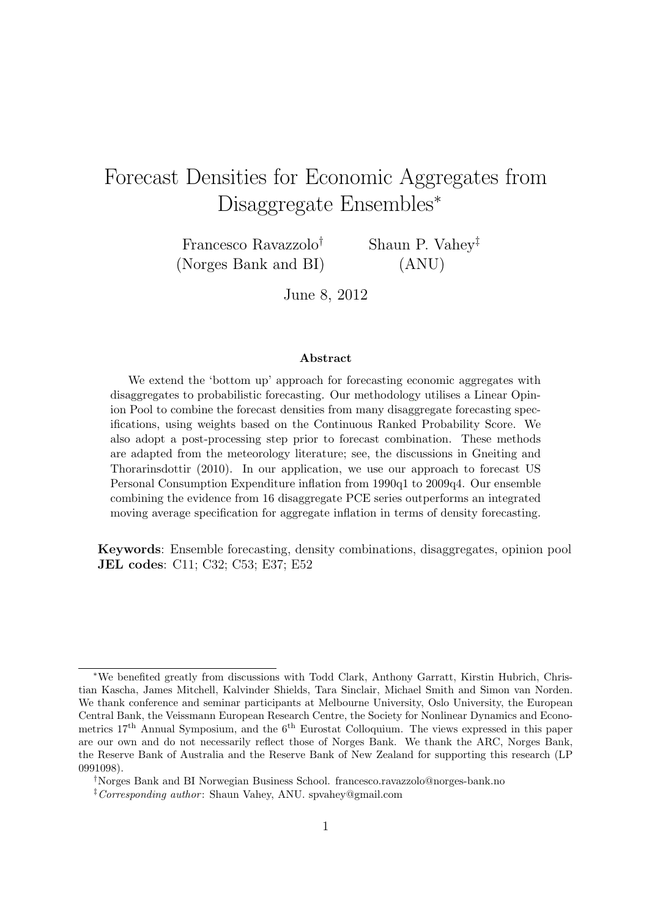# Forecast Densities for Economic Aggregates from Disaggregate Ensembles[*]

Francesco Ravazzolo[†] (Norges Bank and BI)

Shaun P. Vahey[‡] (ANU)

June 8, 2012

## Abstract

We extend the 'bottom up' approach for forecasting economic aggregates with disaggregates to probabilistic forecasting. Our methodology utilises a Linear Opinion Pool to combine the forecast densities from many disaggregate forecasting specifications, using weights based on the Continuous Ranked Probability Score. We also adopt a post-processing step prior to forecast combination. These methods are adapted from the meteorology literature; see, the discussions in Gneiting and Thorarinsdottir (2010). In our application, we use our approach to forecast US Personal Consumption Expenditure inflation from 1990q1 to 2009q4. Our ensemble combining the evidence from 16 disaggregate PCE series outperforms an integrated moving average specification for aggregate inflation in terms of density forecasting.

**Keywords**: Ensemble forecasting, density combinations, disaggregates, opinion pool
**JEL codes**: C11; C32; C53; E37; E52

---

[*]We benefited greatly from discussions with Todd Clark, Anthony Garratt, Kirstin Hubrich, Christian Kascha, James Mitchell, Kalvinder Shields, Tara Sinclair, Michael Smith and Simon van Norden. We thank conference and seminar participants at Melbourne University, Oslo University, the European Central Bank, the Veissmann European Research Centre, the Society for Nonlinear Dynamics and Econometrics 17[th] Annual Symposium, and the 6[th] Eurostat Colloquium. The views expressed in this paper are our own and do not necessarily reflect those of Norges Bank. We thank the ARC, Norges Bank, the Reserve Bank of Australia and the Reserve Bank of New Zealand for supporting this research (LP 0991098).

[†]Norges Bank and BI Norwegian Business School. francesco.ravazzolo@norges-bank.no

[‡]*Corresponding author*: Shaun Vahey, ANU. spvahey@gmail.com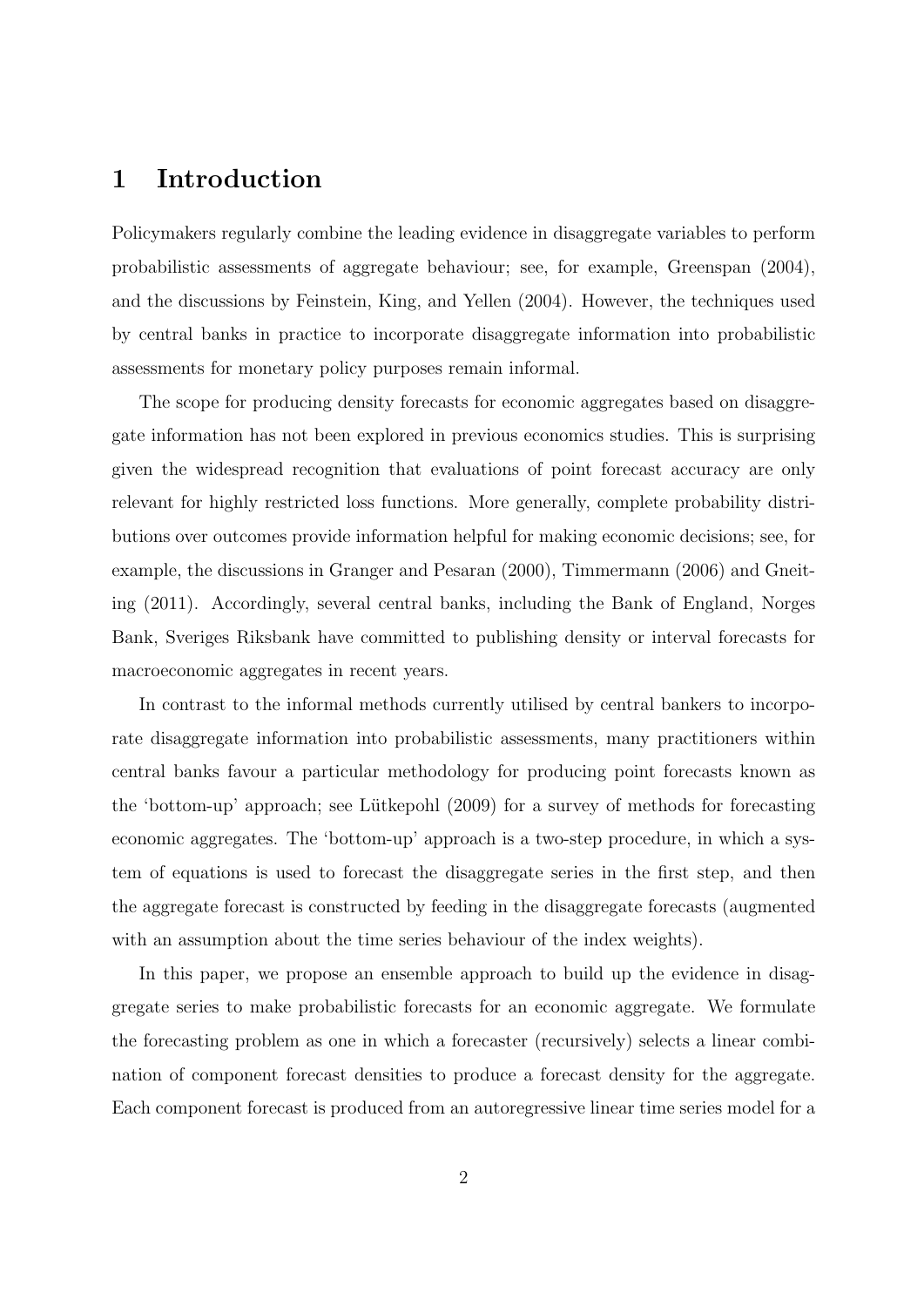# 1 Introduction

Policymakers regularly combine the leading evidence in disaggregate variables to perform probabilistic assessments of aggregate behaviour; see, for example, Greenspan (2004), and the discussions by Feinstein, King, and Yellen (2004). However, the techniques used by central banks in practice to incorporate disaggregate information into probabilistic assessments for monetary policy purposes remain informal.

The scope for producing density forecasts for economic aggregates based on disaggregate information has not been explored in previous economics studies. This is surprising given the widespread recognition that evaluations of point forecast accuracy are only relevant for highly restricted loss functions. More generally, complete probability distributions over outcomes provide information helpful for making economic decisions; see, for example, the discussions in Granger and Pesaran (2000), Timmermann (2006) and Gneiting (2011). Accordingly, several central banks, including the Bank of England, Norges Bank, Sveriges Riksbank have committed to publishing density or interval forecasts for macroeconomic aggregates in recent years.

In contrast to the informal methods currently utilised by central bankers to incorporate disaggregate information into probabilistic assessments, many practitioners within central banks favour a particular methodology for producing point forecasts known as the 'bottom-up' approach; see Lütkepohl (2009) for a survey of methods for forecasting economic aggregates. The 'bottom-up' approach is a two-step procedure, in which a system of equations is used to forecast the disaggregate series in the first step, and then the aggregate forecast is constructed by feeding in the disaggregate forecasts (augmented with an assumption about the time series behaviour of the index weights).

In this paper, we propose an ensemble approach to build up the evidence in disaggregate series to make probabilistic forecasts for an economic aggregate. We formulate the forecasting problem as one in which a forecaster (recursively) selects a linear combination of component forecast densities to produce a forecast density for the aggregate. Each component forecast is produced from an autoregressive linear time series model for a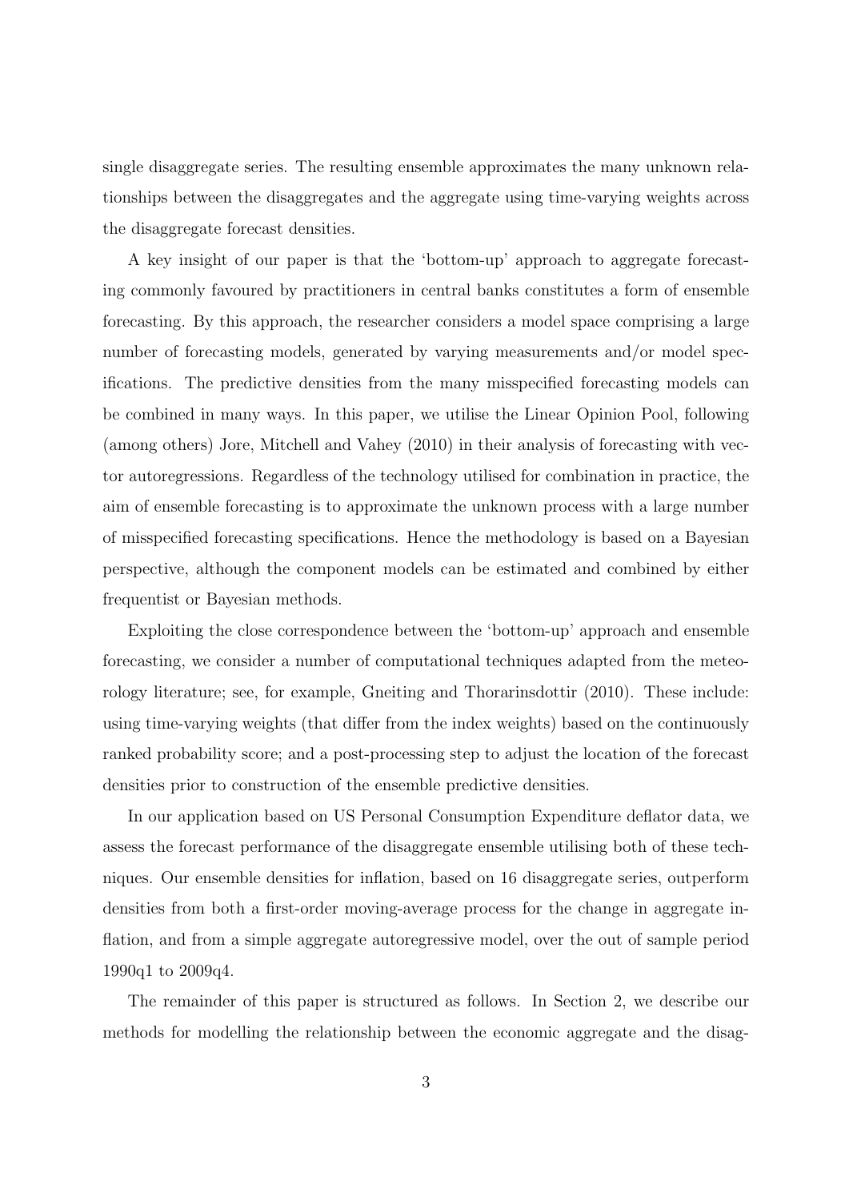single disaggregate series. The resulting ensemble approximates the many unknown relationships between the disaggregates and the aggregate using time-varying weights across the disaggregate forecast densities.

A key insight of our paper is that the 'bottom-up' approach to aggregate forecasting commonly favoured by practitioners in central banks constitutes a form of ensemble forecasting. By this approach, the researcher considers a model space comprising a large number of forecasting models, generated by varying measurements and/or model specifications. The predictive densities from the many misspecified forecasting models can be combined in many ways. In this paper, we utilise the Linear Opinion Pool, following (among others) Jore, Mitchell and Vahey (2010) in their analysis of forecasting with vector autoregressions. Regardless of the technology utilised for combination in practice, the aim of ensemble forecasting is to approximate the unknown process with a large number of misspecified forecasting specifications. Hence the methodology is based on a Bayesian perspective, although the component models can be estimated and combined by either frequentist or Bayesian methods.

Exploiting the close correspondence between the 'bottom-up' approach and ensemble forecasting, we consider a number of computational techniques adapted from the meteorology literature; see, for example, Gneiting and Thorarinsdottir (2010). These include: using time-varying weights (that differ from the index weights) based on the continuously ranked probability score; and a post-processing step to adjust the location of the forecast densities prior to construction of the ensemble predictive densities.

In our application based on US Personal Consumption Expenditure deflator data, we assess the forecast performance of the disaggregate ensemble utilising both of these techniques. Our ensemble densities for inflation, based on 16 disaggregate series, outperform densities from both a first-order moving-average process for the change in aggregate inflation, and from a simple aggregate autoregressive model, over the out of sample period 1990q1 to 2009q4.

The remainder of this paper is structured as follows. In Section 2, we describe our methods for modelling the relationship between the economic aggregate and the disag-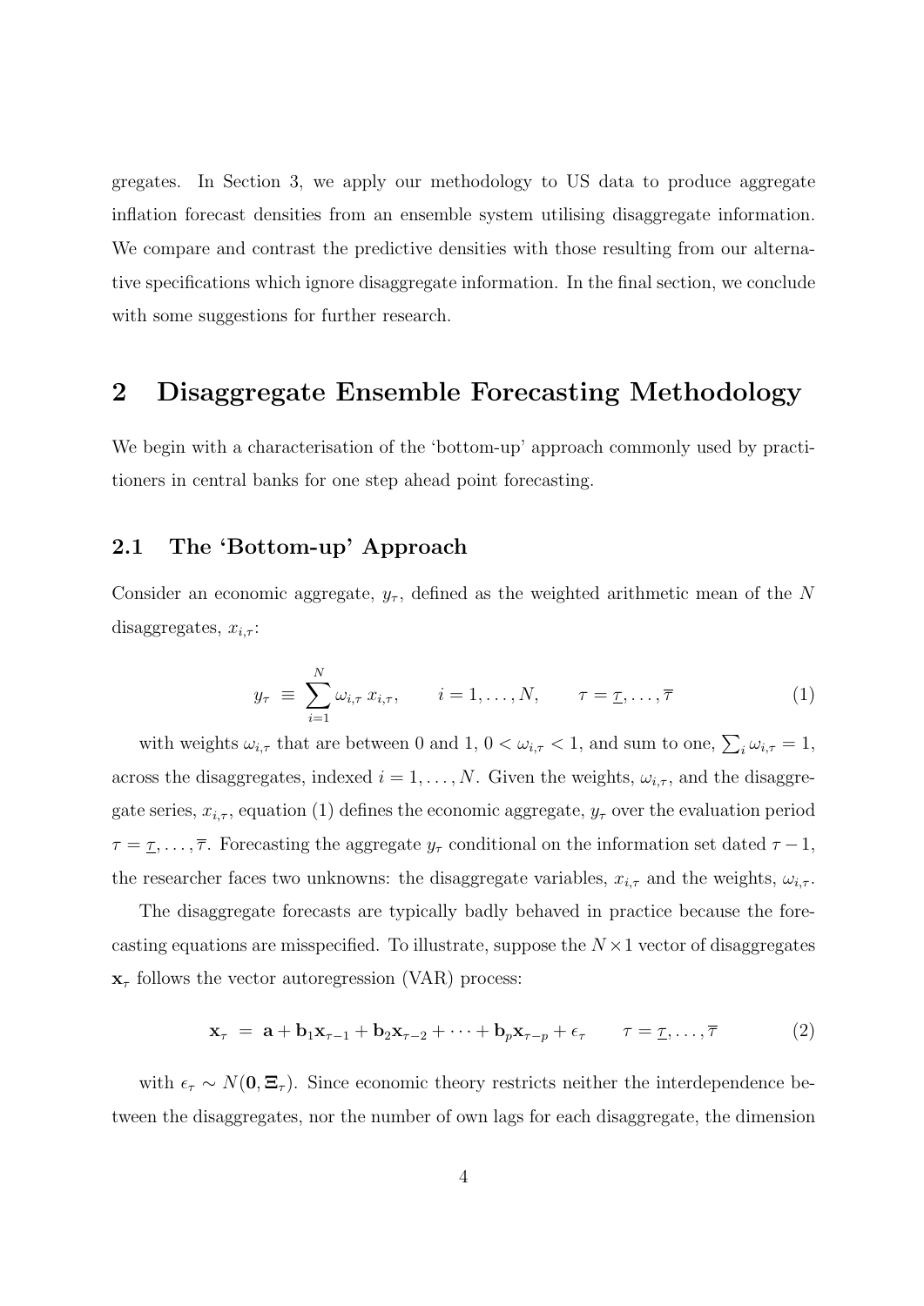gregates. In Section 3, we apply our methodology to US data to produce aggregate inflation forecast densities from an ensemble system utilising disaggregate information. We compare and contrast the predictive densities with those resulting from our alternative specifications which ignore disaggregate information. In the final section, we conclude with some suggestions for further research.

# 2 Disaggregate Ensemble Forecasting Methodology

We begin with a characterisation of the 'bottom-up' approach commonly used by practitioners in central banks for one step ahead point forecasting.

## 2.1 The 'Bottom-up' Approach

Consider an economic aggregate, $y_\tau$, defined as the weighted arithmetic mean of the $N$ disaggregates, $x_{i,\tau}$:

$$y_\tau \;\equiv\; \sum_{i=1}^{N} \omega_{i,\tau}\, x_{i,\tau}, \qquad i = 1, \ldots, N, \qquad \tau = \underline{\tau}, \ldots, \overline{\tau} \tag{1}$$

with weights $\omega_{i,\tau}$ that are between 0 and 1, $0 < \omega_{i,\tau} < 1$, and sum to one, $\sum_i \omega_{i,\tau} = 1$, across the disaggregates, indexed $i = 1, \ldots, N$. Given the weights, $\omega_{i,\tau}$, and the disaggregate series, $x_{i,\tau}$, equation (1) defines the economic aggregate, $y_\tau$ over the evaluation period $\tau = \underline{\tau}, \ldots, \overline{\tau}$. Forecasting the aggregate $y_\tau$ conditional on the information set dated $\tau - 1$, the researcher faces two unknowns: the disaggregate variables, $x_{i,\tau}$ and the weights, $\omega_{i,\tau}$.

The disaggregate forecasts are typically badly behaved in practice because the forecasting equations are misspecified. To illustrate, suppose the $N \times 1$ vector of disaggregates $\mathbf{x}_\tau$ follows the vector autoregression (VAR) process:

$$\mathbf{x}_\tau \;=\; \mathbf{a} + \mathbf{b}_1\mathbf{x}_{\tau-1} + \mathbf{b}_2\mathbf{x}_{\tau-2} + \cdots + \mathbf{b}_p\mathbf{x}_{\tau-p} + \epsilon_\tau \qquad \tau = \underline{\tau}, \ldots, \overline{\tau} \tag{2}$$

with $\epsilon_\tau \sim N(\mathbf{0}, \boldsymbol{\Xi}_\tau)$. Since economic theory restricts neither the interdependence between the disaggregates, nor the number of own lags for each disaggregate, the dimension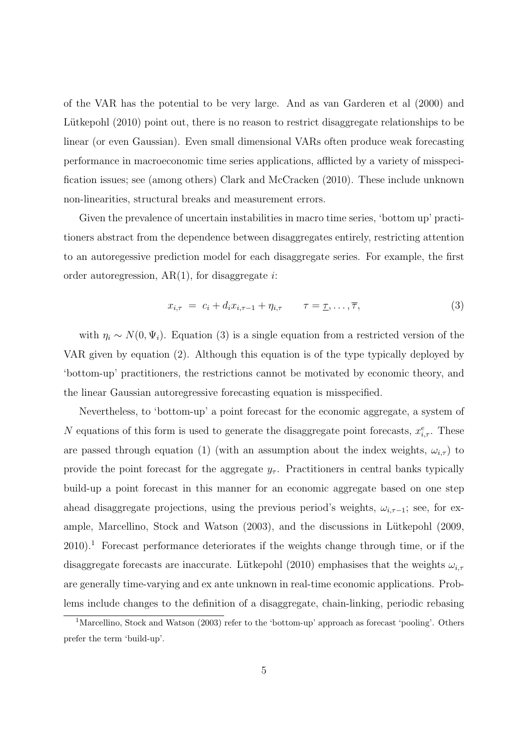of the VAR has the potential to be very large. And as van Garderen et al (2000) and Lütkepohl (2010) point out, there is no reason to restrict disaggregate relationships to be linear (or even Gaussian). Even small dimensional VARs often produce weak forecasting performance in macroeconomic time series applications, afflicted by a variety of misspecification issues; see (among others) Clark and McCracken (2010). These include unknown non-linearities, structural breaks and measurement errors.

Given the prevalence of uncertain instabilities in macro time series, 'bottom up' practitioners abstract from the dependence between disaggregates entirely, restricting attention to an autoregessive prediction model for each disaggregate series. For example, the first order autoregression, AR(1), for disaggregate $i$:

$$x_{i,\tau} \;=\; c_i + d_i x_{i,\tau-1} + \eta_{i,\tau} \qquad \tau = \underline{\tau}, \ldots, \overline{\tau}, \tag{3}$$

with $\eta_i \sim N(0, \Psi_i)$. Equation (3) is a single equation from a restricted version of the VAR given by equation (2). Although this equation is of the type typically deployed by 'bottom-up' practitioners, the restrictions cannot be motivated by economic theory, and the linear Gaussian autoregressive forecasting equation is misspecified.

Nevertheless, to 'bottom-up' a point forecast for the economic aggregate, a system of $N$ equations of this form is used to generate the disaggregate point forecasts, $x^e_{i,\tau}$. These are passed through equation (1) (with an assumption about the index weights, $\omega_{i,\tau}$) to provide the point forecast for the aggregate $y_\tau$. Practitioners in central banks typically build-up a point forecast in this manner for an economic aggregate based on one step ahead disaggregate projections, using the previous period's weights, $\omega_{i,\tau-1}$; see, for example, Marcellino, Stock and Watson (2003), and the discussions in Lütkepohl (2009, 2010).[1] Forecast performance deteriorates if the weights change through time, or if the disaggregate forecasts are inaccurate. Lütkepohl (2010) emphasises that the weights $\omega_{i,\tau}$ are generally time-varying and ex ante unknown in real-time economic applications. Problems include changes to the definition of a disaggregate, chain-linking, periodic rebasing

[1] Marcellino, Stock and Watson (2003) refer to the 'bottom-up' approach as forecast 'pooling'. Others prefer the term 'build-up'.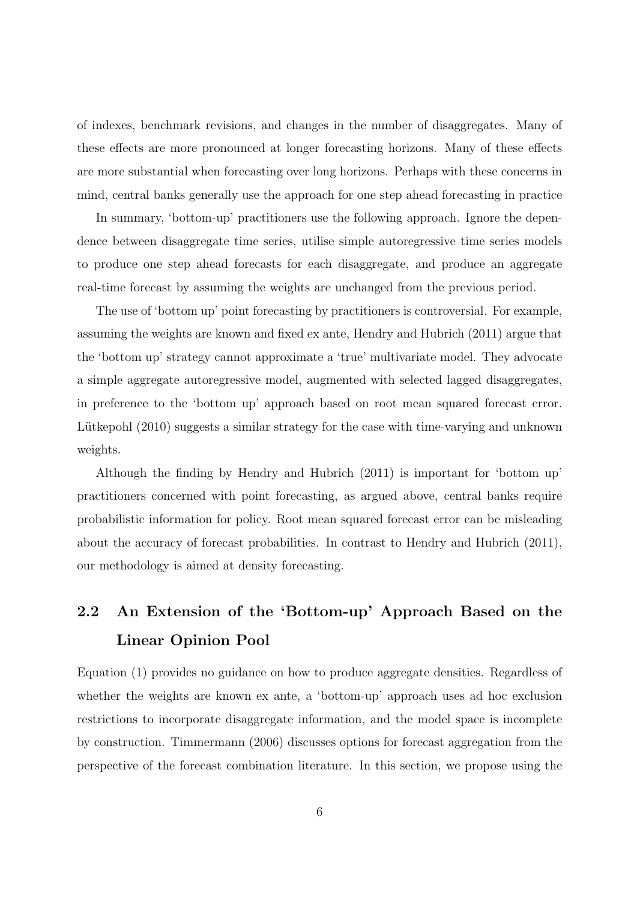of indexes, benchmark revisions, and changes in the number of disaggregates. Many of these effects are more pronounced at longer forecasting horizons. Many of these effects are more substantial when forecasting over long horizons. Perhaps with these concerns in mind, central banks generally use the approach for one step ahead forecasting in practice

In summary, 'bottom-up' practitioners use the following approach. Ignore the dependence between disaggregate time series, utilise simple autoregressive time series models to produce one step ahead forecasts for each disaggregate, and produce an aggregate real-time forecast by assuming the weights are unchanged from the previous period.

The use of 'bottom up' point forecasting by practitioners is controversial. For example, assuming the weights are known and fixed ex ante, Hendry and Hubrich (2011) argue that the 'bottom up' strategy cannot approximate a 'true' multivariate model. They advocate a simple aggregate autoregressive model, augmented with selected lagged disaggregates, in preference to the 'bottom up' approach based on root mean squared forecast error. Lütkepohl (2010) suggests a similar strategy for the case with time-varying and unknown weights.

Although the finding by Hendry and Hubrich (2011) is important for 'bottom up' practitioners concerned with point forecasting, as argued above, central banks require probabilistic information for policy. Root mean squared forecast error can be misleading about the accuracy of forecast probabilities. In contrast to Hendry and Hubrich (2011), our methodology is aimed at density forecasting.

## 2.2 An Extension of the 'Bottom-up' Approach Based on the Linear Opinion Pool

Equation (1) provides no guidance on how to produce aggregate densities. Regardless of whether the weights are known ex ante, a 'bottom-up' approach uses ad hoc exclusion restrictions to incorporate disaggregate information, and the model space is incomplete by construction. Timmermann (2006) discusses options for forecast aggregation from the perspective of the forecast combination literature. In this section, we propose using the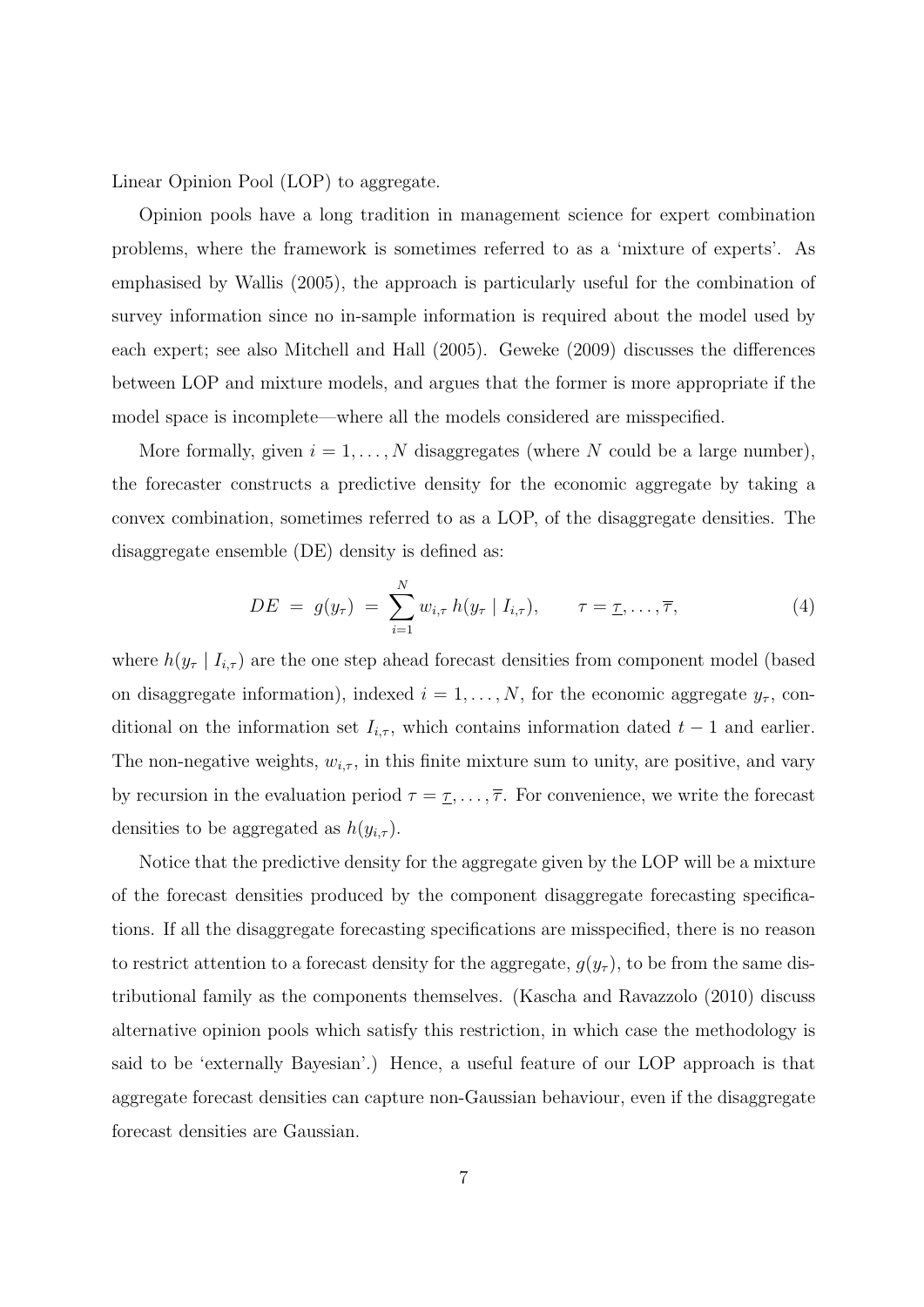Linear Opinion Pool (LOP) to aggregate.

Opinion pools have a long tradition in management science for expert combination problems, where the framework is sometimes referred to as a 'mixture of experts'. As emphasised by Wallis (2005), the approach is particularly useful for the combination of survey information since no in-sample information is required about the model used by each expert; see also Mitchell and Hall (2005). Geweke (2009) discusses the differences between LOP and mixture models, and argues that the former is more appropriate if the model space is incomplete—where all the models considered are misspecified.

More formally, given $i = 1, \ldots, N$ disaggregates (where $N$ could be a large number), the forecaster constructs a predictive density for the economic aggregate by taking a convex combination, sometimes referred to as a LOP, of the disaggregate densities. The disaggregate ensemble (DE) density is defined as:

$$DE \ = \ g(y_\tau) \ = \ \sum_{i=1}^{N} w_{i,\tau} \, h(y_\tau \mid I_{i,\tau}), \qquad \tau = \underline{\tau}, \ldots, \overline{\tau}, \tag{4}$$

where $h(y_\tau \mid I_{i,\tau})$ are the one step ahead forecast densities from component model (based on disaggregate information), indexed $i = 1, \ldots, N$, for the economic aggregate $y_\tau$, conditional on the information set $I_{i,\tau}$, which contains information dated $t-1$ and earlier. The non-negative weights, $w_{i,\tau}$, in this finite mixture sum to unity, are positive, and vary by recursion in the evaluation period $\tau = \underline{\tau}, \ldots, \overline{\tau}$. For convenience, we write the forecast densities to be aggregated as $h(y_{i,\tau})$.

Notice that the predictive density for the aggregate given by the LOP will be a mixture of the forecast densities produced by the component disaggregate forecasting specifications. If all the disaggregate forecasting specifications are misspecified, there is no reason to restrict attention to a forecast density for the aggregate, $g(y_\tau)$, to be from the same distributional family as the components themselves. (Kascha and Ravazzolo (2010) discuss alternative opinion pools which satisfy this restriction, in which case the methodology is said to be 'externally Bayesian'.) Hence, a useful feature of our LOP approach is that aggregate forecast densities can capture non-Gaussian behaviour, even if the disaggregate forecast densities are Gaussian.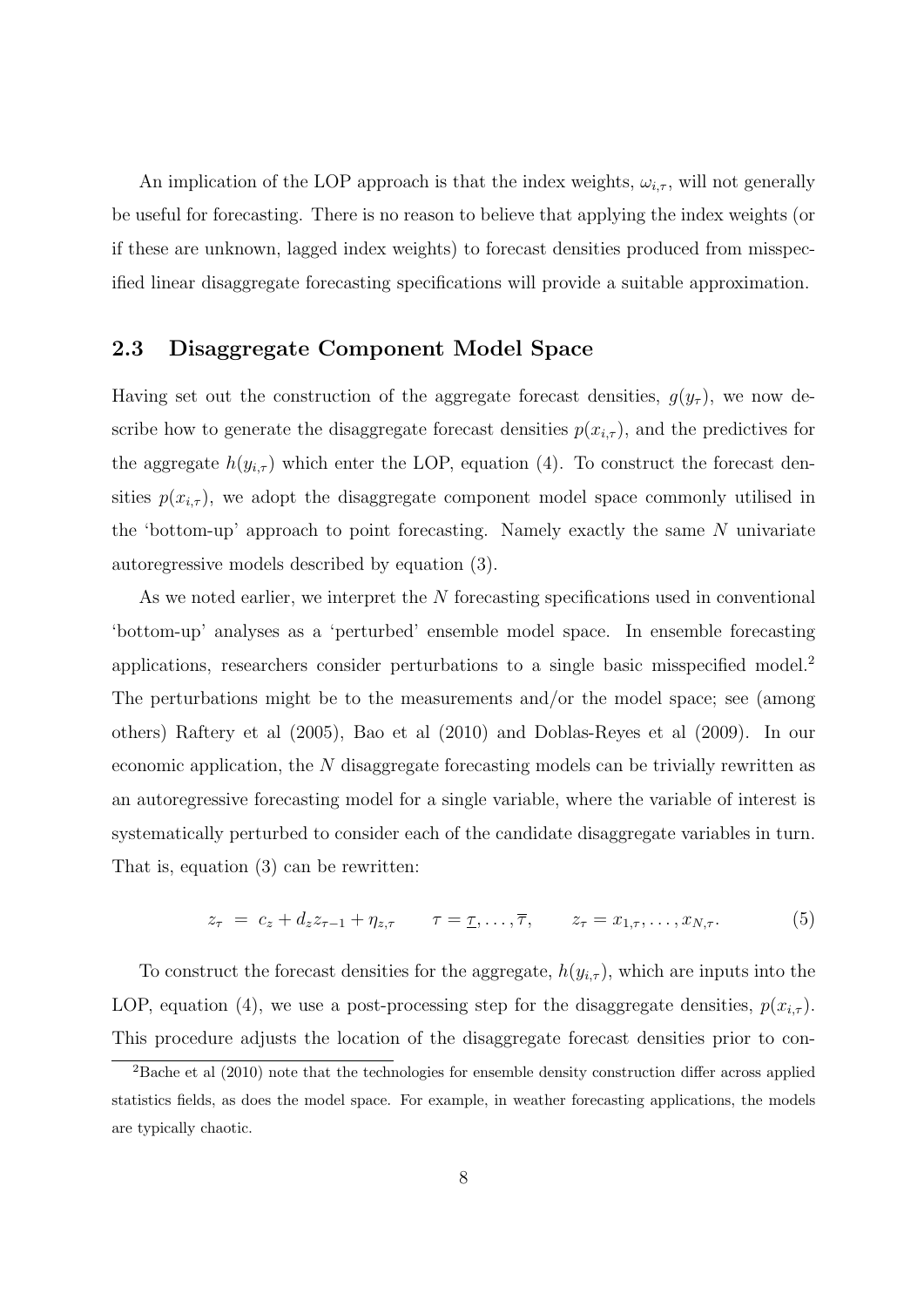An implication of the LOP approach is that the index weights, $\omega_{i,\tau}$, will not generally be useful for forecasting. There is no reason to believe that applying the index weights (or if these are unknown, lagged index weights) to forecast densities produced from misspecified linear disaggregate forecasting specifications will provide a suitable approximation.

### 2.3 Disaggregate Component Model Space

Having set out the construction of the aggregate forecast densities, $g(y_\tau)$, we now describe how to generate the disaggregate forecast densities $p(x_{i,\tau})$, and the predictives for the aggregate $h(y_{i,\tau})$ which enter the LOP, equation (4). To construct the forecast densities $p(x_{i,\tau})$, we adopt the disaggregate component model space commonly utilised in the 'bottom-up' approach to point forecasting. Namely exactly the same $N$ univariate autoregressive models described by equation (3).

As we noted earlier, we interpret the $N$ forecasting specifications used in conventional 'bottom-up' analyses as a 'perturbed' ensemble model space. In ensemble forecasting applications, researchers consider perturbations to a single basic misspecified model.[2] The perturbations might be to the measurements and/or the model space; see (among others) Raftery et al (2005), Bao et al (2010) and Doblas-Reyes et al (2009). In our economic application, the $N$ disaggregate forecasting models can be trivially rewritten as an autoregressive forecasting model for a single variable, where the variable of interest is systematically perturbed to consider each of the candidate disaggregate variables in turn. That is, equation (3) can be rewritten:

$$z_\tau \;=\; c_z + d_z z_{\tau-1} + \eta_{z,\tau} \qquad \tau = \underline{\tau}, \ldots, \overline{\tau}, \qquad z_\tau = x_{1,\tau}, \ldots, x_{N,\tau}. \tag{5}$$

To construct the forecast densities for the aggregate, $h(y_{i,\tau})$, which are inputs into the LOP, equation (4), we use a post-processing step for the disaggregate densities, $p(x_{i,\tau})$. This procedure adjusts the location of the disaggregate forecast densities prior to con-

[2] Bache et al (2010) note that the technologies for ensemble density construction differ across applied statistics fields, as does the model space. For example, in weather forecasting applications, the models are typically chaotic.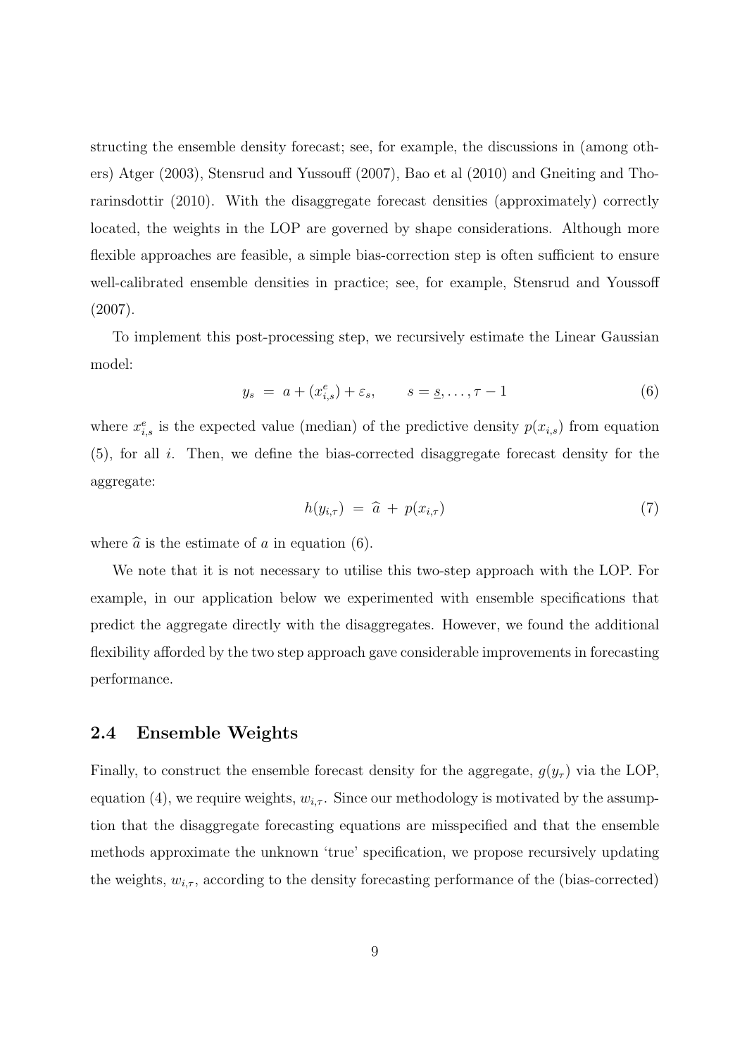structing the ensemble density forecast; see, for example, the discussions in (among others) Atger (2003), Stensrud and Yussouff (2007), Bao et al (2010) and Gneiting and Thorarinsdottir (2010). With the disaggregate forecast densities (approximately) correctly located, the weights in the LOP are governed by shape considerations. Although more flexible approaches are feasible, a simple bias-correction step is often sufficient to ensure well-calibrated ensemble densities in practice; see, for example, Stensrud and Youssoff (2007).

To implement this post-processing step, we recursively estimate the Linear Gaussian model:

$$y_s \; = \; a + (x^e_{i,s}) + \varepsilon_s, \qquad s = \underline{s}, \ldots, \tau - 1 \tag{6}$$

where $x^e_{i,s}$ is the expected value (median) of the predictive density $p(x_{i,s})$ from equation (5), for all $i$. Then, we define the bias-corrected disaggregate forecast density for the aggregate:

$$h(y_{i,\tau}) \; = \; \widehat{a} \; + \; p(x_{i,\tau}) \tag{7}$$

where $\widehat{a}$ is the estimate of $a$ in equation (6).

We note that it is not necessary to utilise this two-step approach with the LOP. For example, in our application below we experimented with ensemble specifications that predict the aggregate directly with the disaggregates. However, we found the additional flexibility afforded by the two step approach gave considerable improvements in forecasting performance.

## 2.4 Ensemble Weights

Finally, to construct the ensemble forecast density for the aggregate, $g(y_\tau)$ via the LOP, equation (4), we require weights, $w_{i,\tau}$. Since our methodology is motivated by the assumption that the disaggregate forecasting equations are misspecified and that the ensemble methods approximate the unknown 'true' specification, we propose recursively updating the weights, $w_{i,\tau}$, according to the density forecasting performance of the (bias-corrected)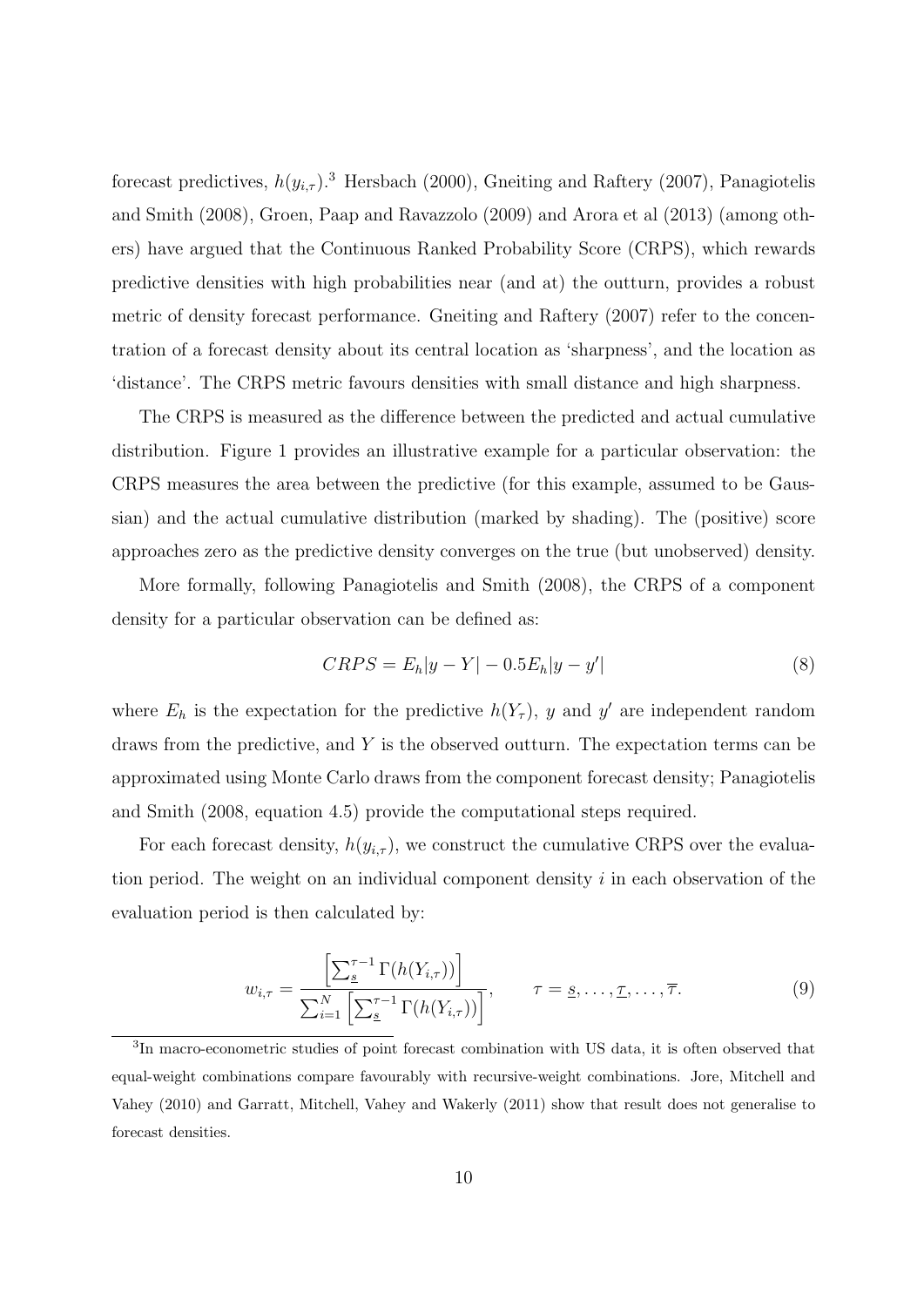forecast predictives, $h(y_{i,\tau})$.[3] Hersbach (2000), Gneiting and Raftery (2007), Panagiotelis and Smith (2008), Groen, Paap and Ravazzolo (2009) and Arora et al (2013) (among others) have argued that the Continuous Ranked Probability Score (CRPS), which rewards predictive densities with high probabilities near (and at) the outturn, provides a robust metric of density forecast performance. Gneiting and Raftery (2007) refer to the concentration of a forecast density about its central location as 'sharpness', and the location as 'distance'. The CRPS metric favours densities with small distance and high sharpness.

The CRPS is measured as the difference between the predicted and actual cumulative distribution. Figure 1 provides an illustrative example for a particular observation: the CRPS measures the area between the predictive (for this example, assumed to be Gaussian) and the actual cumulative distribution (marked by shading). The (positive) score approaches zero as the predictive density converges on the true (but unobserved) density.

More formally, following Panagiotelis and Smith (2008), the CRPS of a component density for a particular observation can be defined as:

$$CRPS = E_h|y - Y| - 0.5E_h|y - y'| \tag{8}$$

where $E_h$ is the expectation for the predictive $h(Y_\tau)$, $y$ and $y'$ are independent random draws from the predictive, and $Y$ is the observed outturn. The expectation terms can be approximated using Monte Carlo draws from the component forecast density; Panagiotelis and Smith (2008, equation 4.5) provide the computational steps required.

For each forecast density, $h(y_{i,\tau})$, we construct the cumulative CRPS over the evaluation period. The weight on an individual component density $i$ in each observation of the evaluation period is then calculated by:

$$w_{i,\tau} = \frac{\left[\sum_{\underline{s}}^{\tau-1} \Gamma(h(Y_{i,\tau}))\right]}{\sum_{i=1}^{N}\left[\sum_{\underline{s}}^{\tau-1} \Gamma(h(Y_{i,\tau}))\right]}, \qquad \tau = \underline{s}, \ldots, \underline{\tau}, \ldots, \overline{\tau}. \tag{9}$$

[3] In macro-econometric studies of point forecast combination with US data, it is often observed that equal-weight combinations compare favourably with recursive-weight combinations. Jore, Mitchell and Vahey (2010) and Garratt, Mitchell, Vahey and Wakerly (2011) show that result does not generalise to forecast densities.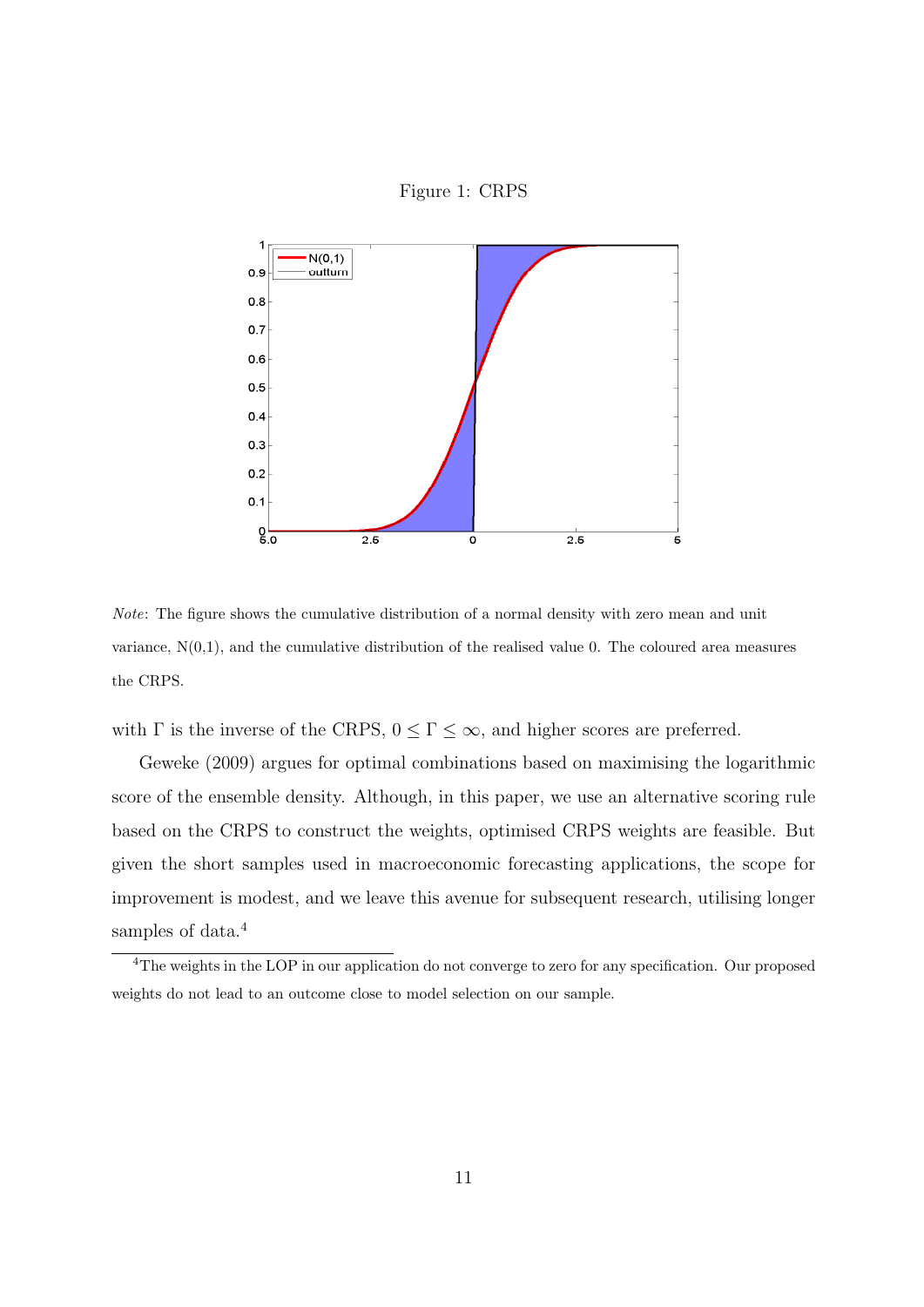Figure 1: CRPS

*Note*: The figure shows the cumulative distribution of a normal density with zero mean and unit variance, N(0,1), and the cumulative distribution of the realised value 0. The coloured area measures the CRPS.

with $\Gamma$ is the inverse of the CRPS, $0 \leq \Gamma \leq \infty$, and higher scores are preferred.

Geweke (2009) argues for optimal combinations based on maximising the logarithmic score of the ensemble density. Although, in this paper, we use an alternative scoring rule based on the CRPS to construct the weights, optimised CRPS weights are feasible. But given the short samples used in macroeconomic forecasting applications, the scope for improvement is modest, and we leave this avenue for subsequent research, utilising longer samples of data.[4]

[4] The weights in the LOP in our application do not converge to zero for any specification. Our proposed weights do not lead to an outcome close to model selection on our sample.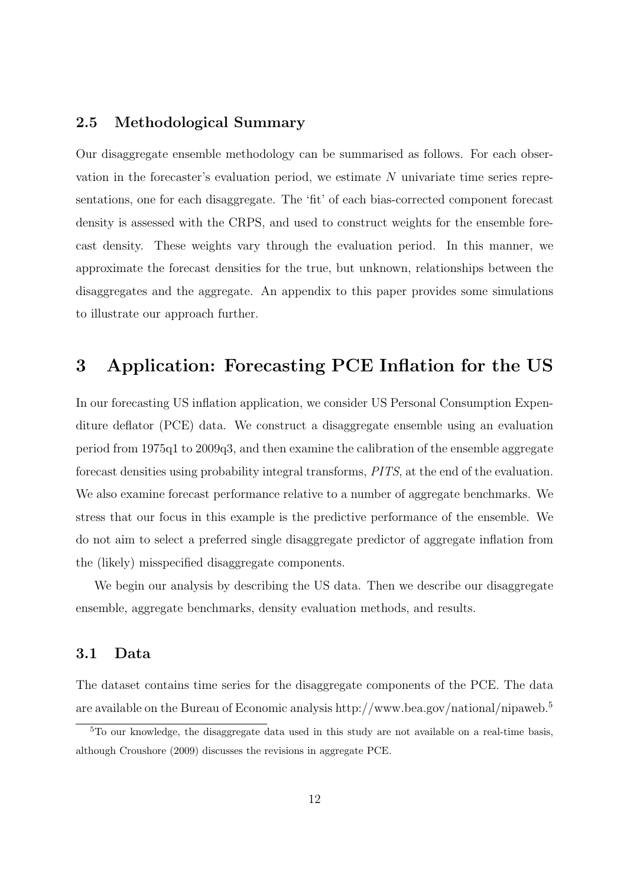### 2.5 Methodological Summary

Our disaggregate ensemble methodology can be summarised as follows. For each observation in the forecaster's evaluation period, we estimate $N$ univariate time series representations, one for each disaggregate. The 'fit' of each bias-corrected component forecast density is assessed with the CRPS, and used to construct weights for the ensemble forecast density. These weights vary through the evaluation period. In this manner, we approximate the forecast densities for the true, but unknown, relationships between the disaggregates and the aggregate. An appendix to this paper provides some simulations to illustrate our approach further.

## 3 Application: Forecasting PCE Inflation for the US

In our forecasting US inflation application, we consider US Personal Consumption Expenditure deflator (PCE) data. We construct a disaggregate ensemble using an evaluation period from 1975q1 to 2009q3, and then examine the calibration of the ensemble aggregate forecast densities using probability integral transforms, *PITS*, at the end of the evaluation. We also examine forecast performance relative to a number of aggregate benchmarks. We stress that our focus in this example is the predictive performance of the ensemble. We do not aim to select a preferred single disaggregate predictor of aggregate inflation from the (likely) misspecified disaggregate components.

We begin our analysis by describing the US data. Then we describe our disaggregate ensemble, aggregate benchmarks, density evaluation methods, and results.

### 3.1 Data

The dataset contains time series for the disaggregate components of the PCE. The data are available on the Bureau of Economic analysis http://www.bea.gov/national/nipaweb.[5]

[5] To our knowledge, the disaggregate data used in this study are not available on a real-time basis, although Croushore (2009) discusses the revisions in aggregate PCE.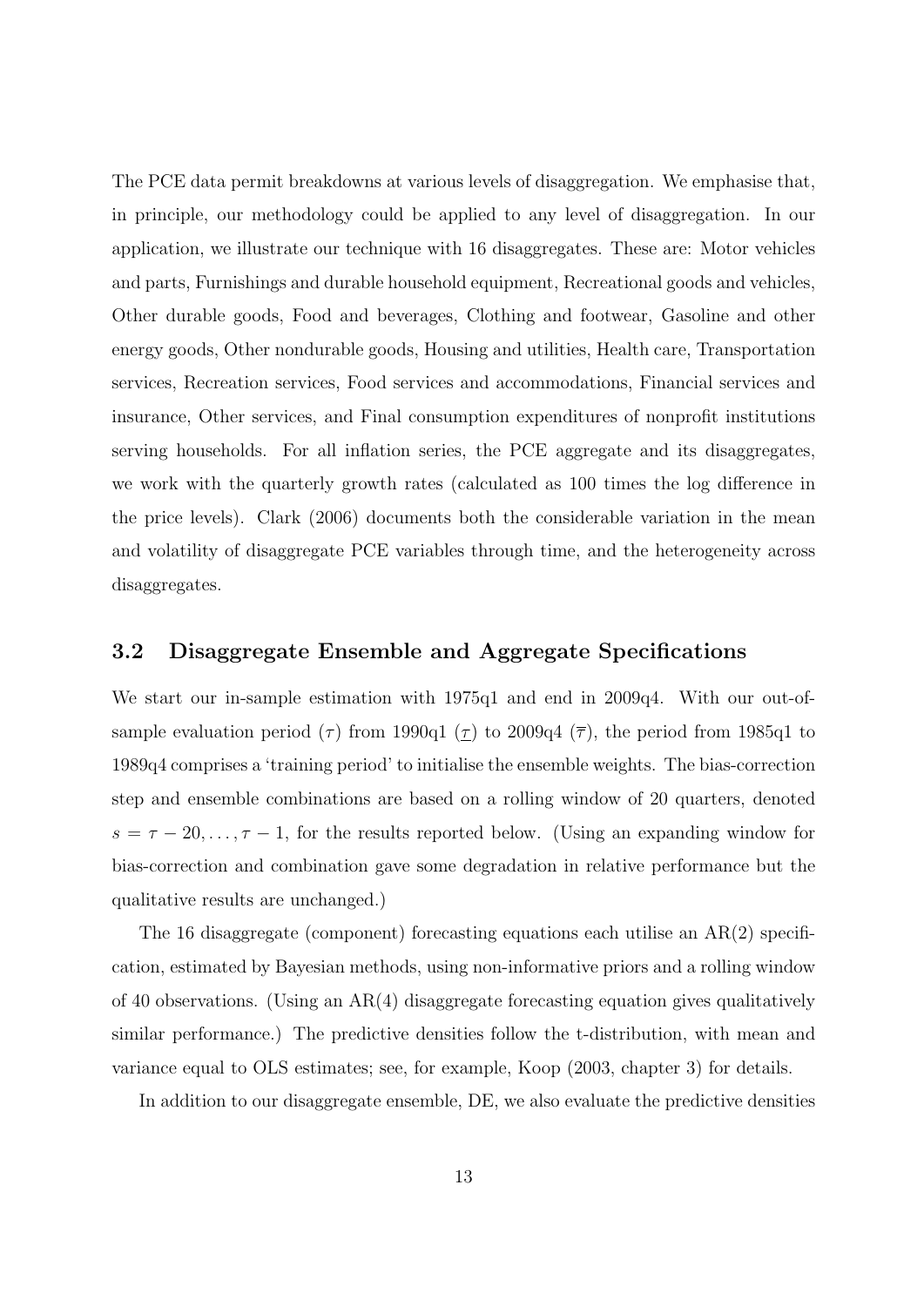The PCE data permit breakdowns at various levels of disaggregation. We emphasise that, in principle, our methodology could be applied to any level of disaggregation. In our application, we illustrate our technique with 16 disaggregates. These are: Motor vehicles and parts, Furnishings and durable household equipment, Recreational goods and vehicles, Other durable goods, Food and beverages, Clothing and footwear, Gasoline and other energy goods, Other nondurable goods, Housing and utilities, Health care, Transportation services, Recreation services, Food services and accommodations, Financial services and insurance, Other services, and Final consumption expenditures of nonprofit institutions serving households. For all inflation series, the PCE aggregate and its disaggregates, we work with the quarterly growth rates (calculated as 100 times the log difference in the price levels). Clark (2006) documents both the considerable variation in the mean and volatility of disaggregate PCE variables through time, and the heterogeneity across disaggregates.

## 3.2 Disaggregate Ensemble and Aggregate Specifications

We start our in-sample estimation with 1975q1 and end in 2009q4. With our out-of-sample evaluation period ($\tau$) from 1990q1 ($\underline{\tau}$) to 2009q4 ($\overline{\tau}$), the period from 1985q1 to 1989q4 comprises a 'training period' to initialise the ensemble weights. The bias-correction step and ensemble combinations are based on a rolling window of 20 quarters, denoted $s = \tau - 20, \ldots, \tau - 1$, for the results reported below. (Using an expanding window for bias-correction and combination gave some degradation in relative performance but the qualitative results are unchanged.)

The 16 disaggregate (component) forecasting equations each utilise an AR(2) specification, estimated by Bayesian methods, using non-informative priors and a rolling window of 40 observations. (Using an AR(4) disaggregate forecasting equation gives qualitatively similar performance.) The predictive densities follow the t-distribution, with mean and variance equal to OLS estimates; see, for example, Koop (2003, chapter 3) for details.

In addition to our disaggregate ensemble, DE, we also evaluate the predictive densities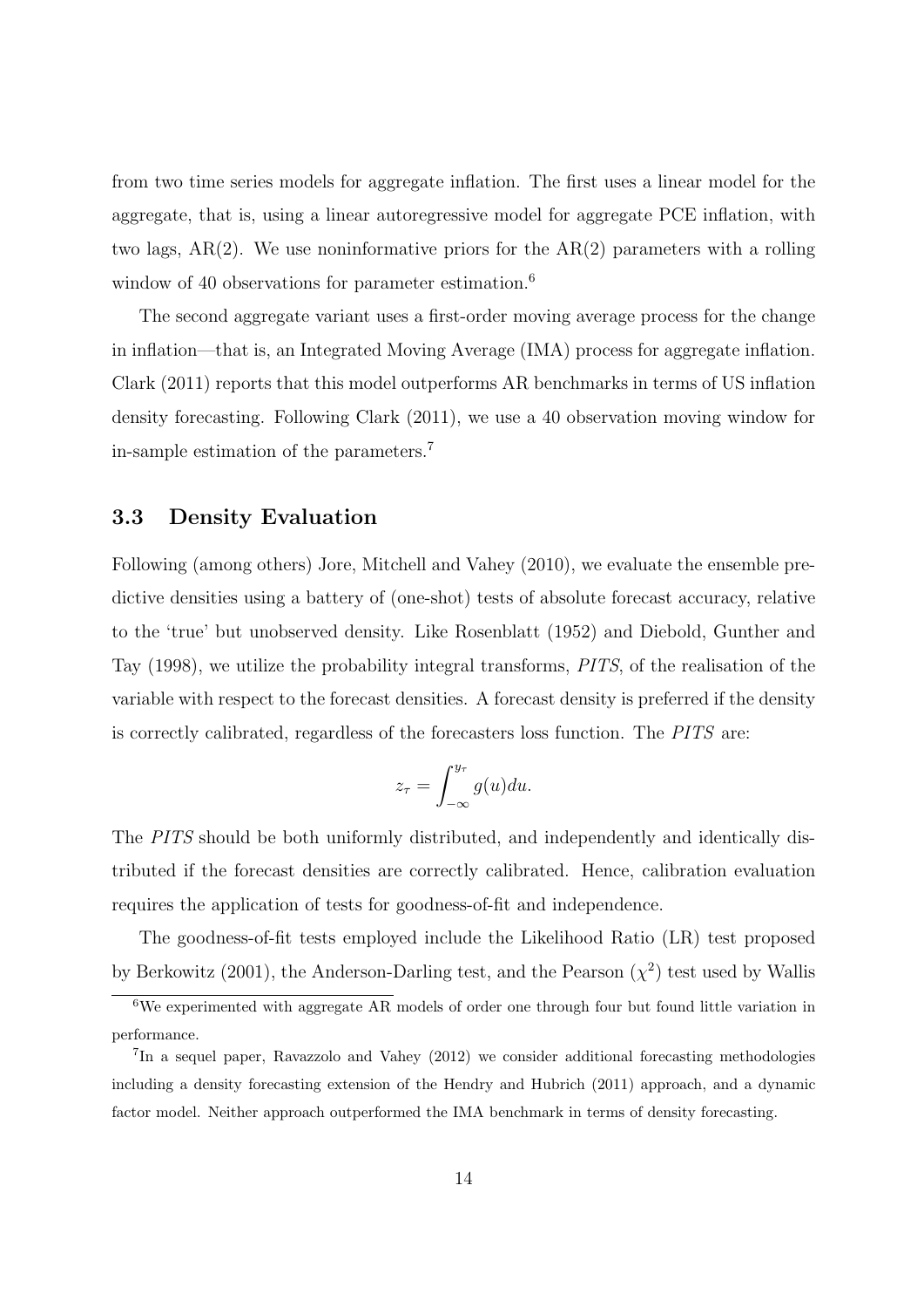from two time series models for aggregate inflation. The first uses a linear model for the aggregate, that is, using a linear autoregressive model for aggregate PCE inflation, with two lags, AR(2). We use noninformative priors for the AR(2) parameters with a rolling window of 40 observations for parameter estimation.[6]

The second aggregate variant uses a first-order moving average process for the change in inflation—that is, an Integrated Moving Average (IMA) process for aggregate inflation. Clark (2011) reports that this model outperforms AR benchmarks in terms of US inflation density forecasting. Following Clark (2011), we use a 40 observation moving window for in-sample estimation of the parameters.[7]

### 3.3 Density Evaluation

Following (among others) Jore, Mitchell and Vahey (2010), we evaluate the ensemble predictive densities using a battery of (one-shot) tests of absolute forecast accuracy, relative to the 'true' but unobserved density. Like Rosenblatt (1952) and Diebold, Gunther and Tay (1998), we utilize the probability integral transforms, *PITS*, of the realisation of the variable with respect to the forecast densities. A forecast density is preferred if the density is correctly calibrated, regardless of the forecasters loss function. The *PITS* are:

$$z_\tau = \int_{-\infty}^{y_\tau} g(u)du.$$

The *PITS* should be both uniformly distributed, and independently and identically distributed if the forecast densities are correctly calibrated. Hence, calibration evaluation requires the application of tests for goodness-of-fit and independence.

The goodness-of-fit tests employed include the Likelihood Ratio (LR) test proposed by Berkowitz (2001), the Anderson-Darling test, and the Pearson ($\chi^2$) test used by Wallis

[6] We experimented with aggregate AR models of order one through four but found little variation in performance.

[7] In a sequel paper, Ravazzolo and Vahey (2012) we consider additional forecasting methodologies including a density forecasting extension of the Hendry and Hubrich (2011) approach, and a dynamic factor model. Neither approach outperformed the IMA benchmark in terms of density forecasting.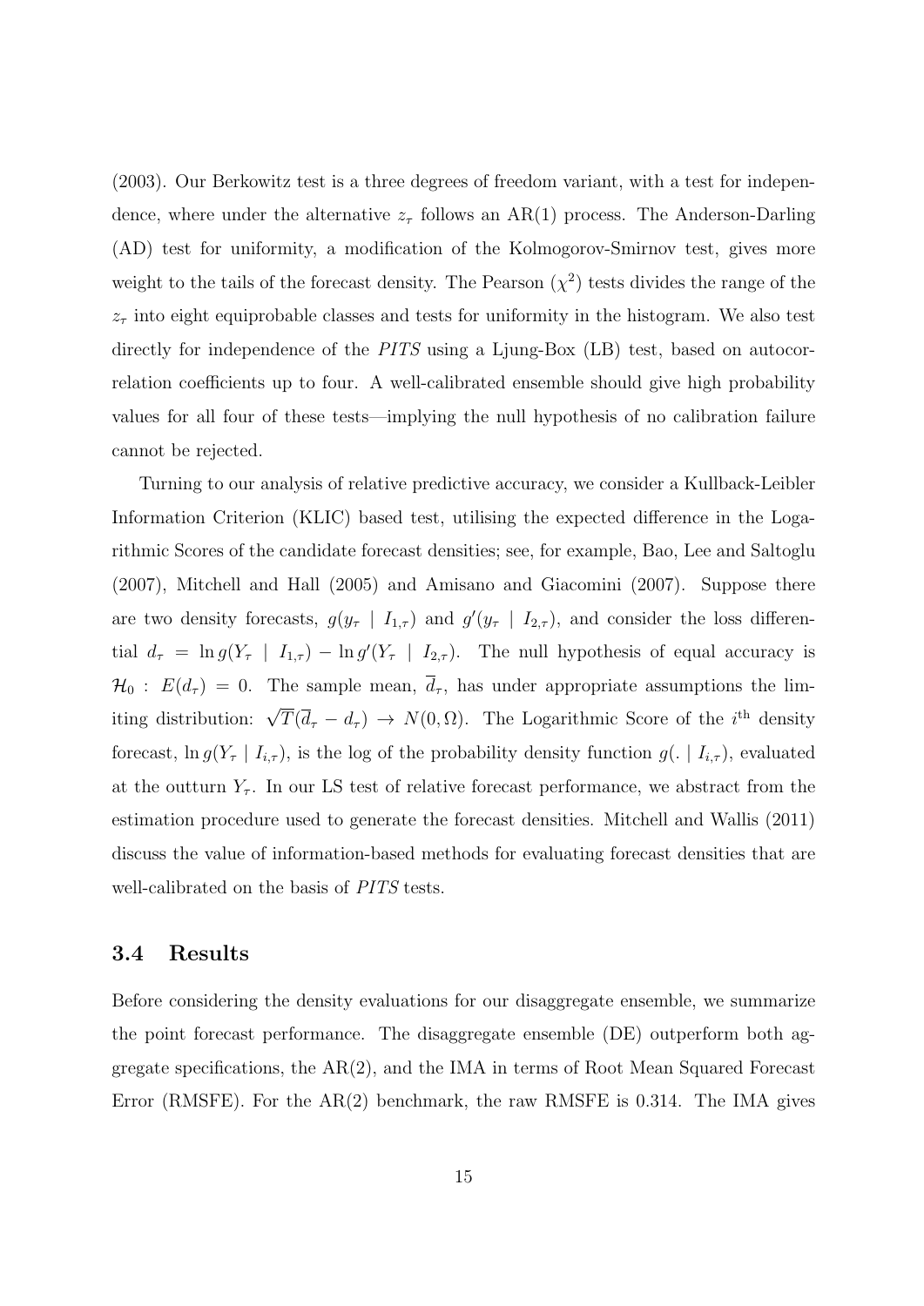(2003). Our Berkowitz test is a three degrees of freedom variant, with a test for independence, where under the alternative $z_\tau$ follows an AR(1) process. The Anderson-Darling (AD) test for uniformity, a modification of the Kolmogorov-Smirnov test, gives more weight to the tails of the forecast density. The Pearson ($\chi^2$) tests divides the range of the $z_\tau$ into eight equiprobable classes and tests for uniformity in the histogram. We also test directly for independence of the *PITS* using a Ljung-Box (LB) test, based on autocorrelation coefficients up to four. A well-calibrated ensemble should give high probability values for all four of these tests—implying the null hypothesis of no calibration failure cannot be rejected.

Turning to our analysis of relative predictive accuracy, we consider a Kullback-Leibler Information Criterion (KLIC) based test, utilising the expected difference in the Logarithmic Scores of the candidate forecast densities; see, for example, Bao, Lee and Saltoglu (2007), Mitchell and Hall (2005) and Amisano and Giacomini (2007). Suppose there are two density forecasts, $g(y_\tau \mid I_{1,\tau})$ and $g'(y_\tau \mid I_{2,\tau})$, and consider the loss differential $d_\tau = \ln g(Y_\tau \mid I_{1,\tau}) - \ln g'(Y_\tau \mid I_{2,\tau})$. The null hypothesis of equal accuracy is $\mathcal{H}_0 : E(d_\tau) = 0$. The sample mean, $\overline{d}_\tau$, has under appropriate assumptions the limiting distribution: $\sqrt{T}(\overline{d}_\tau - d_\tau) \rightarrow N(0, \Omega)$. The Logarithmic Score of the $i^{\text{th}}$ density forecast, $\ln g(Y_\tau \mid I_{i,\tau})$, is the log of the probability density function $g(. \mid I_{i,\tau})$, evaluated at the outturn $Y_\tau$. In our LS test of relative forecast performance, we abstract from the estimation procedure used to generate the forecast densities. Mitchell and Wallis (2011) discuss the value of information-based methods for evaluating forecast densities that are well-calibrated on the basis of *PITS* tests.

### 3.4 Results

Before considering the density evaluations for our disaggregate ensemble, we summarize the point forecast performance. The disaggregate ensemble (DE) outperform both aggregate specifications, the AR(2), and the IMA in terms of Root Mean Squared Forecast Error (RMSFE). For the AR(2) benchmark, the raw RMSFE is 0.314. The IMA gives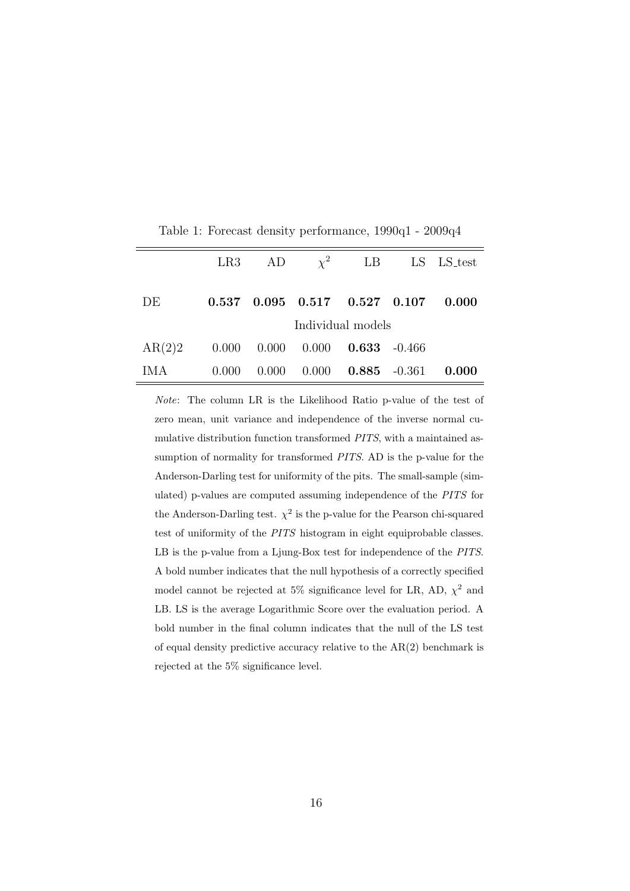Table 1: Forecast density performance, 1990q1 - 2009q4

| | LR3 | AD | $\chi^2$ | LB | LS | LS_test |
|---|---|---|---|---|---|---|
| DE | **0.537** | **0.095** | **0.517** | **0.527** | **0.107** | **0.000** |
| | | | Individual models | | | |
| AR(2)2 | 0.000 | 0.000 | 0.000 | **0.633** | -0.466 | |
| IMA | 0.000 | 0.000 | 0.000 | **0.885** | -0.361 | **0.000** |

*Note*: The column LR is the Likelihood Ratio p-value of the test of zero mean, unit variance and independence of the inverse normal cumulative distribution function transformed *PITS*, with a maintained assumption of normality for transformed *PITS*. AD is the p-value for the Anderson-Darling test for uniformity of the pits. The small-sample (simulated) p-values are computed assuming independence of the *PITS* for the Anderson-Darling test. $\chi^2$ is the p-value for the Pearson chi-squared test of uniformity of the *PITS* histogram in eight equiprobable classes. LB is the p-value from a Ljung-Box test for independence of the *PITS*. A bold number indicates that the null hypothesis of a correctly specified model cannot be rejected at 5% significance level for LR, AD, $\chi^2$ and LB. LS is the average Logarithmic Score over the evaluation period. A bold number in the final column indicates that the null of the LS test of equal density predictive accuracy relative to the AR(2) benchmark is rejected at the 5% significance level.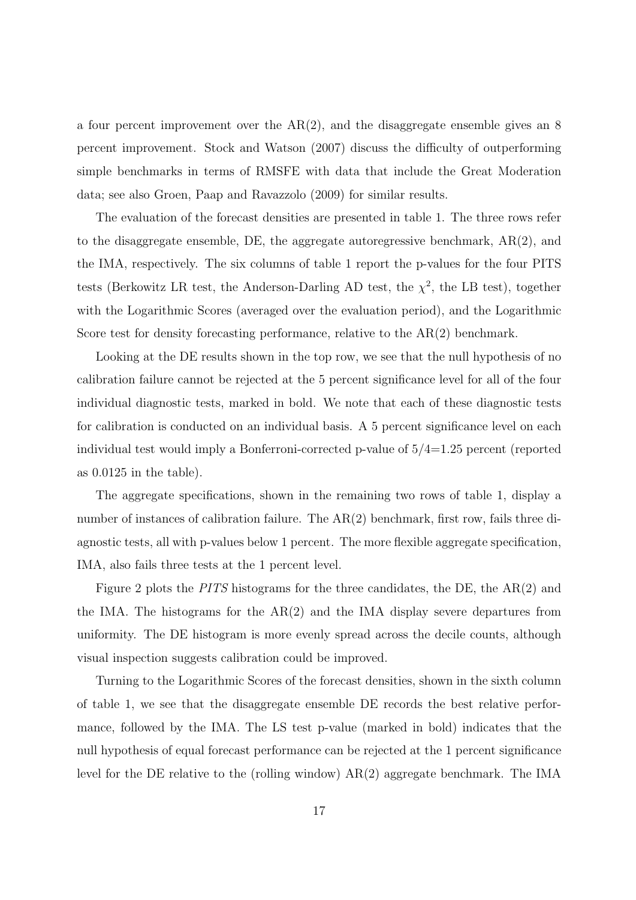a four percent improvement over the AR(2), and the disaggregate ensemble gives an 8 percent improvement. Stock and Watson (2007) discuss the difficulty of outperforming simple benchmarks in terms of RMSFE with data that include the Great Moderation data; see also Groen, Paap and Ravazzolo (2009) for similar results.

The evaluation of the forecast densities are presented in table 1. The three rows refer to the disaggregate ensemble, DE, the aggregate autoregressive benchmark, AR(2), and the IMA, respectively. The six columns of table 1 report the p-values for the four PITS tests (Berkowitz LR test, the Anderson-Darling AD test, the $\chi^2$, the LB test), together with the Logarithmic Scores (averaged over the evaluation period), and the Logarithmic Score test for density forecasting performance, relative to the AR(2) benchmark.

Looking at the DE results shown in the top row, we see that the null hypothesis of no calibration failure cannot be rejected at the 5 percent significance level for all of the four individual diagnostic tests, marked in bold. We note that each of these diagnostic tests for calibration is conducted on an individual basis. A 5 percent significance level on each individual test would imply a Bonferroni-corrected p-value of 5/4=1.25 percent (reported as 0.0125 in the table).

The aggregate specifications, shown in the remaining two rows of table 1, display a number of instances of calibration failure. The AR(2) benchmark, first row, fails three diagnostic tests, all with p-values below 1 percent. The more flexible aggregate specification, IMA, also fails three tests at the 1 percent level.

Figure 2 plots the *PITS* histograms for the three candidates, the DE, the AR(2) and the IMA. The histograms for the AR(2) and the IMA display severe departures from uniformity. The DE histogram is more evenly spread across the decile counts, although visual inspection suggests calibration could be improved.

Turning to the Logarithmic Scores of the forecast densities, shown in the sixth column of table 1, we see that the disaggregate ensemble DE records the best relative performance, followed by the IMA. The LS test p-value (marked in bold) indicates that the null hypothesis of equal forecast performance can be rejected at the 1 percent significance level for the DE relative to the (rolling window) AR(2) aggregate benchmark. The IMA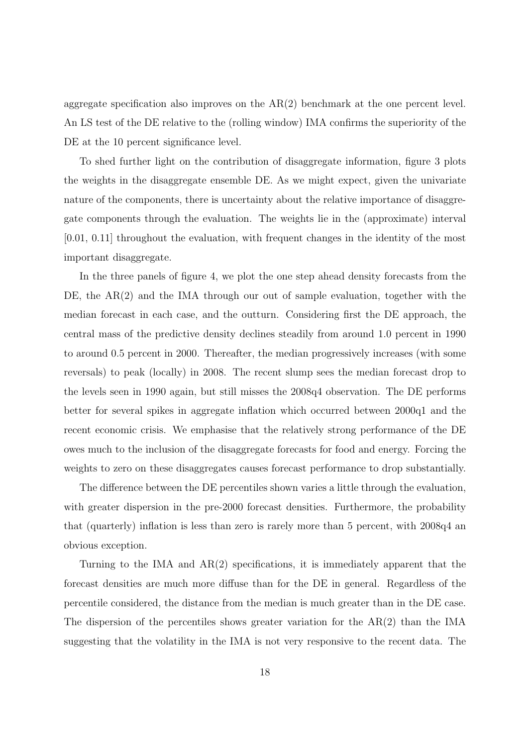aggregate specification also improves on the AR(2) benchmark at the one percent level. An LS test of the DE relative to the (rolling window) IMA confirms the superiority of the DE at the 10 percent significance level.

To shed further light on the contribution of disaggregate information, figure 3 plots the weights in the disaggregate ensemble DE. As we might expect, given the univariate nature of the components, there is uncertainty about the relative importance of disaggregate components through the evaluation. The weights lie in the (approximate) interval [0.01, 0.11] throughout the evaluation, with frequent changes in the identity of the most important disaggregate.

In the three panels of figure 4, we plot the one step ahead density forecasts from the DE, the AR(2) and the IMA through our out of sample evaluation, together with the median forecast in each case, and the outturn. Considering first the DE approach, the central mass of the predictive density declines steadily from around 1.0 percent in 1990 to around 0.5 percent in 2000. Thereafter, the median progressively increases (with some reversals) to peak (locally) in 2008. The recent slump sees the median forecast drop to the levels seen in 1990 again, but still misses the 2008q4 observation. The DE performs better for several spikes in aggregate inflation which occurred between 2000q1 and the recent economic crisis. We emphasise that the relatively strong performance of the DE owes much to the inclusion of the disaggregate forecasts for food and energy. Forcing the weights to zero on these disaggregates causes forecast performance to drop substantially.

The difference between the DE percentiles shown varies a little through the evaluation, with greater dispersion in the pre-2000 forecast densities. Furthermore, the probability that (quarterly) inflation is less than zero is rarely more than 5 percent, with 2008q4 an obvious exception.

Turning to the IMA and AR(2) specifications, it is immediately apparent that the forecast densities are much more diffuse than for the DE in general. Regardless of the percentile considered, the distance from the median is much greater than in the DE case. The dispersion of the percentiles shows greater variation for the AR(2) than the IMA suggesting that the volatility in the IMA is not very responsive to the recent data. The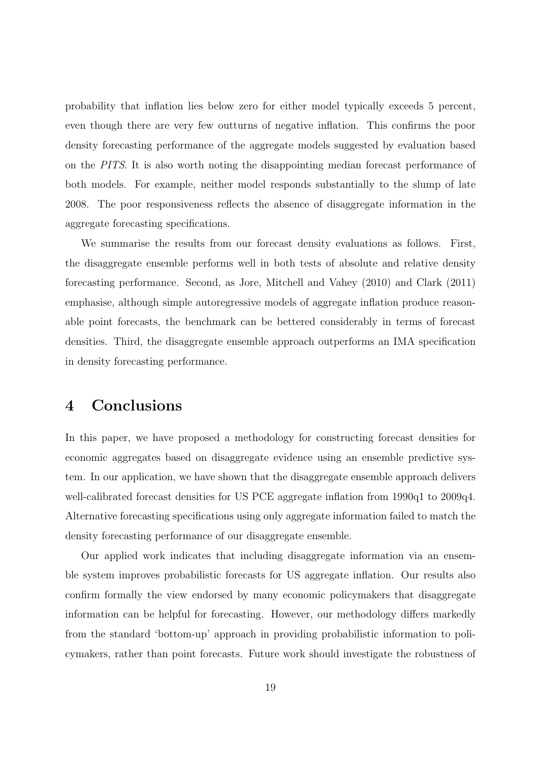probability that inflation lies below zero for either model typically exceeds 5 percent, even though there are very few outturns of negative inflation. This confirms the poor density forecasting performance of the aggregate models suggested by evaluation based on the *PITS*. It is also worth noting the disappointing median forecast performance of both models. For example, neither model responds substantially to the slump of late 2008. The poor responsiveness reflects the absence of disaggregate information in the aggregate forecasting specifications.

We summarise the results from our forecast density evaluations as follows. First, the disaggregate ensemble performs well in both tests of absolute and relative density forecasting performance. Second, as Jore, Mitchell and Vahey (2010) and Clark (2011) emphasise, although simple autoregressive models of aggregate inflation produce reasonable point forecasts, the benchmark can be bettered considerably in terms of forecast densities. Third, the disaggregate ensemble approach outperforms an IMA specification in density forecasting performance.

# 4 Conclusions

In this paper, we have proposed a methodology for constructing forecast densities for economic aggregates based on disaggregate evidence using an ensemble predictive system. In our application, we have shown that the disaggregate ensemble approach delivers well-calibrated forecast densities for US PCE aggregate inflation from 1990q1 to 2009q4. Alternative forecasting specifications using only aggregate information failed to match the density forecasting performance of our disaggregate ensemble.

Our applied work indicates that including disaggregate information via an ensemble system improves probabilistic forecasts for US aggregate inflation. Our results also confirm formally the view endorsed by many economic policymakers that disaggregate information can be helpful for forecasting. However, our methodology differs markedly from the standard 'bottom-up' approach in providing probabilistic information to policymakers, rather than point forecasts. Future work should investigate the robustness of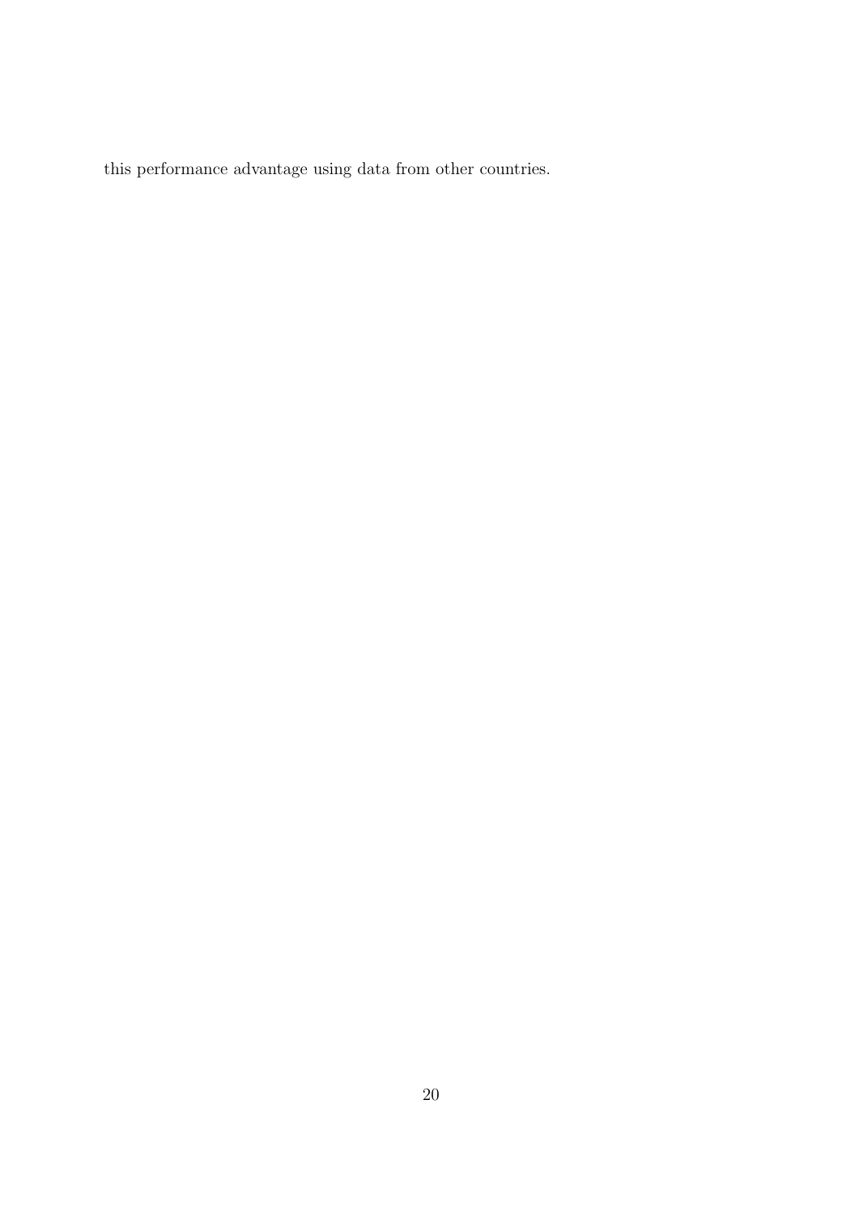this performance advantage using data from other countries.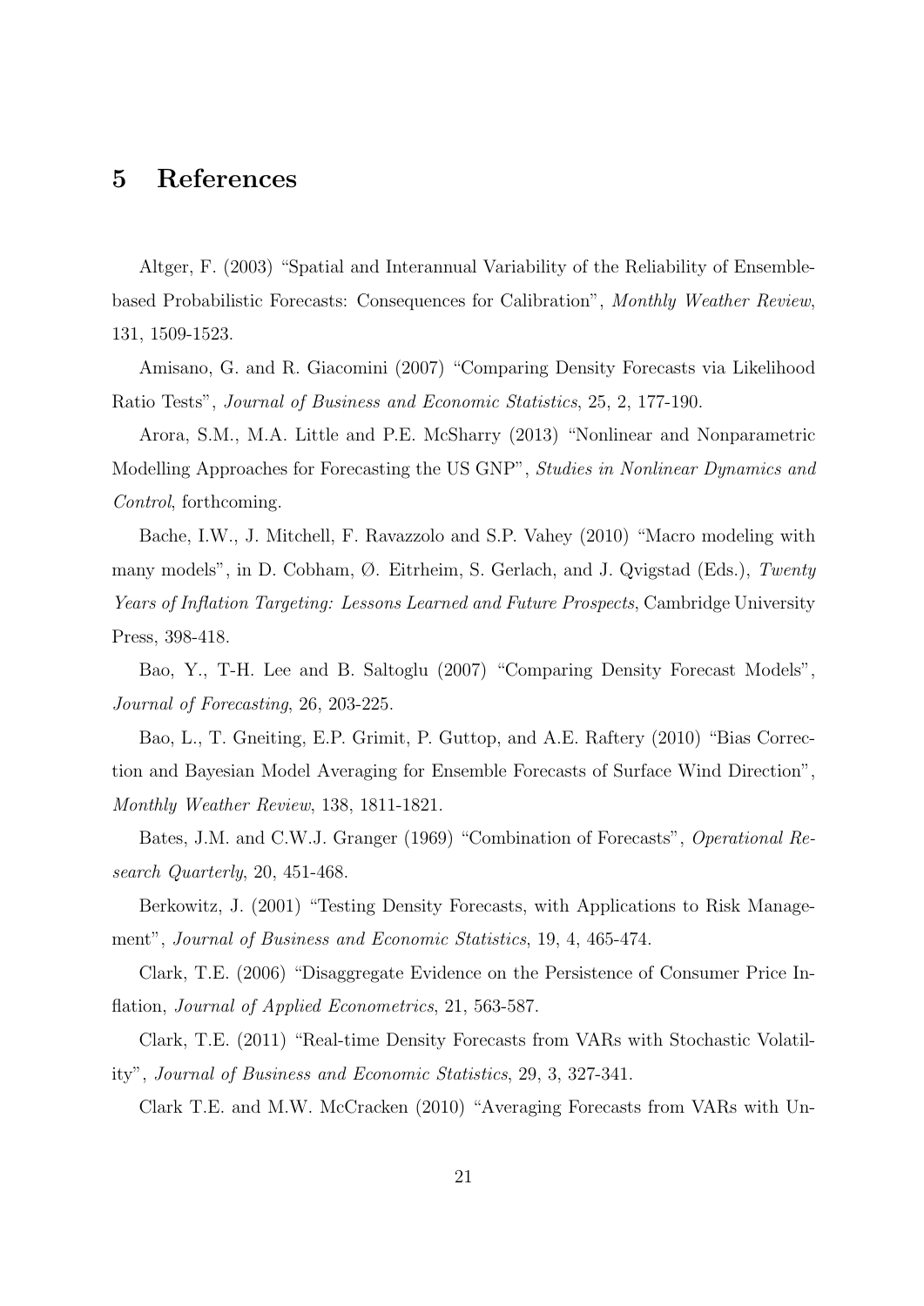# 5 References

Altger, F. (2003) “Spatial and Interannual Variability of the Reliability of Ensemble-based Probabilistic Forecasts: Consequences for Calibration”, *Monthly Weather Review*, 131, 1509-1523.

Amisano, G. and R. Giacomini (2007) “Comparing Density Forecasts via Likelihood Ratio Tests”, *Journal of Business and Economic Statistics*, 25, 2, 177-190.

Arora, S.M., M.A. Little and P.E. McSharry (2013) “Nonlinear and Nonparametric Modelling Approaches for Forecasting the US GNP”, *Studies in Nonlinear Dynamics and Control*, forthcoming.

Bache, I.W., J. Mitchell, F. Ravazzolo and S.P. Vahey (2010) “Macro modeling with many models”, in D. Cobham, Ø. Eitrheim, S. Gerlach, and J. Qvigstad (Eds.), *Twenty Years of Inflation Targeting: Lessons Learned and Future Prospects*, Cambridge University Press, 398-418.

Bao, Y., T-H. Lee and B. Saltoglu (2007) “Comparing Density Forecast Models”, *Journal of Forecasting*, 26, 203-225.

Bao, L., T. Gneiting, E.P. Grimit, P. Guttop, and A.E. Raftery (2010) “Bias Correction and Bayesian Model Averaging for Ensemble Forecasts of Surface Wind Direction”, *Monthly Weather Review*, 138, 1811-1821.

Bates, J.M. and C.W.J. Granger (1969) “Combination of Forecasts”, *Operational Research Quarterly*, 20, 451-468.

Berkowitz, J. (2001) “Testing Density Forecasts, with Applications to Risk Management”, *Journal of Business and Economic Statistics*, 19, 4, 465-474.

Clark, T.E. (2006) “Disaggregate Evidence on the Persistence of Consumer Price Inflation, *Journal of Applied Econometrics*, 21, 563-587.

Clark, T.E. (2011) “Real-time Density Forecasts from VARs with Stochastic Volatility”, *Journal of Business and Economic Statistics*, 29, 3, 327-341.

Clark T.E. and M.W. McCracken (2010) “Averaging Forecasts from VARs with Un-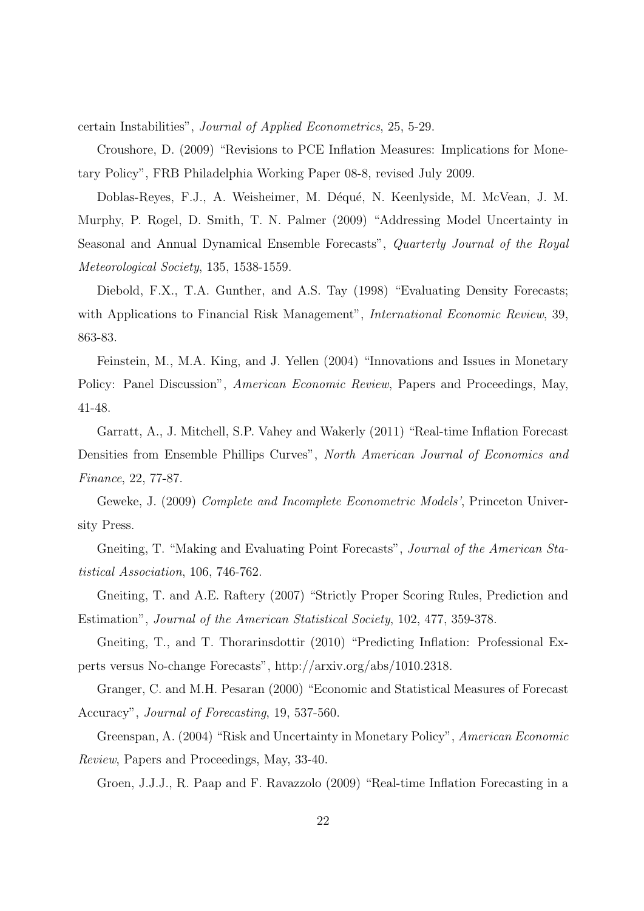certain Instabilities", *Journal of Applied Econometrics*, 25, 5-29.

Croushore, D. (2009) "Revisions to PCE Inflation Measures: Implications for Monetary Policy", FRB Philadelphia Working Paper 08-8, revised July 2009.

Doblas-Reyes, F.J., A. Weisheimer, M. Déqué, N. Keenlyside, M. McVean, J. M. Murphy, P. Rogel, D. Smith, T. N. Palmer (2009) "Addressing Model Uncertainty in Seasonal and Annual Dynamical Ensemble Forecasts", *Quarterly Journal of the Royal Meteorological Society*, 135, 1538-1559.

Diebold, F.X., T.A. Gunther, and A.S. Tay (1998) "Evaluating Density Forecasts; with Applications to Financial Risk Management", *International Economic Review*, 39, 863-83.

Feinstein, M., M.A. King, and J. Yellen (2004) "Innovations and Issues in Monetary Policy: Panel Discussion", *American Economic Review*, Papers and Proceedings, May, 41-48.

Garratt, A., J. Mitchell, S.P. Vahey and Wakerly (2011) "Real-time Inflation Forecast Densities from Ensemble Phillips Curves", *North American Journal of Economics and Finance*, 22, 77-87.

Geweke, J. (2009) *Complete and Incomplete Econometric Models'*, Princeton University Press.

Gneiting, T. "Making and Evaluating Point Forecasts", *Journal of the American Statistical Association*, 106, 746-762.

Gneiting, T. and A.E. Raftery (2007) "Strictly Proper Scoring Rules, Prediction and Estimation", *Journal of the American Statistical Society*, 102, 477, 359-378.

Gneiting, T., and T. Thorarinsdottir (2010) "Predicting Inflation: Professional Experts versus No-change Forecasts", http://arxiv.org/abs/1010.2318.

Granger, C. and M.H. Pesaran (2000) "Economic and Statistical Measures of Forecast Accuracy", *Journal of Forecasting*, 19, 537-560.

Greenspan, A. (2004) "Risk and Uncertainty in Monetary Policy", *American Economic Review*, Papers and Proceedings, May, 33-40.

Groen, J.J.J., R. Paap and F. Ravazzolo (2009) "Real-time Inflation Forecasting in a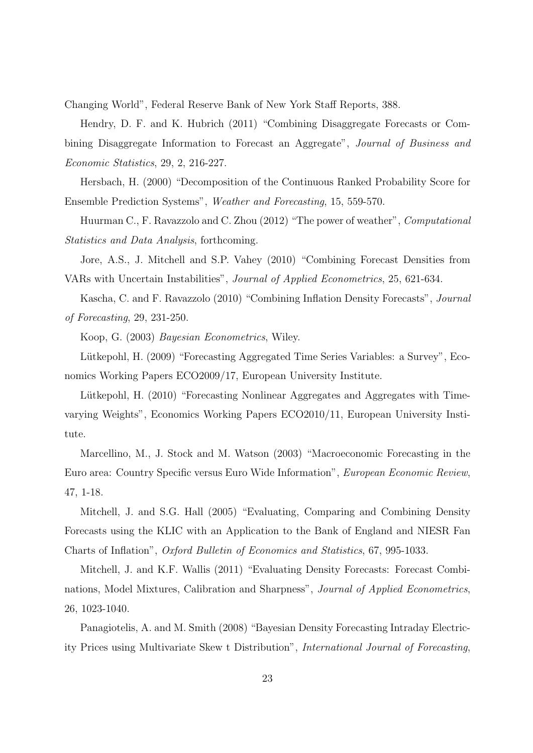Changing World", Federal Reserve Bank of New York Staff Reports, 388.

Hendry, D. F. and K. Hubrich (2011) "Combining Disaggregate Forecasts or Combining Disaggregate Information to Forecast an Aggregate", *Journal of Business and Economic Statistics*, 29, 2, 216-227.

Hersbach, H. (2000) "Decomposition of the Continuous Ranked Probability Score for Ensemble Prediction Systems", *Weather and Forecasting*, 15, 559-570.

Huurman C., F. Ravazzolo and C. Zhou (2012) "The power of weather", *Computational Statistics and Data Analysis*, forthcoming.

Jore, A.S., J. Mitchell and S.P. Vahey (2010) "Combining Forecast Densities from VARs with Uncertain Instabilities", *Journal of Applied Econometrics*, 25, 621-634.

Kascha, C. and F. Ravazzolo (2010) "Combining Inflation Density Forecasts", *Journal of Forecasting*, 29, 231-250.

Koop, G. (2003) *Bayesian Econometrics*, Wiley.

Lütkepohl, H. (2009) "Forecasting Aggregated Time Series Variables: a Survey", Economics Working Papers ECO2009/17, European University Institute.

Lütkepohl, H. (2010) "Forecasting Nonlinear Aggregates and Aggregates with Time-varying Weights", Economics Working Papers ECO2010/11, European University Institute.

Marcellino, M., J. Stock and M. Watson (2003) "Macroeconomic Forecasting in the Euro area: Country Specific versus Euro Wide Information", *European Economic Review*, 47, 1-18.

Mitchell, J. and S.G. Hall (2005) "Evaluating, Comparing and Combining Density Forecasts using the KLIC with an Application to the Bank of England and NIESR Fan Charts of Inflation", *Oxford Bulletin of Economics and Statistics*, 67, 995-1033.

Mitchell, J. and K.F. Wallis (2011) "Evaluating Density Forecasts: Forecast Combinations, Model Mixtures, Calibration and Sharpness", *Journal of Applied Econometrics*, 26, 1023-1040.

Panagiotelis, A. and M. Smith (2008) "Bayesian Density Forecasting Intraday Electricity Prices using Multivariate Skew t Distribution", *International Journal of Forecasting*,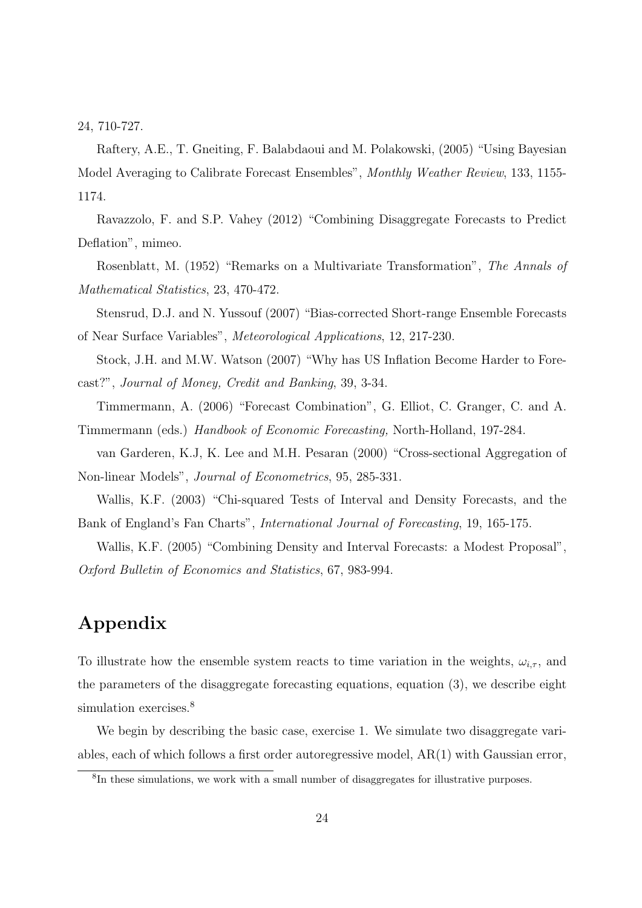24, 710-727.

Raftery, A.E., T. Gneiting, F. Balabdaoui and M. Polakowski, (2005) "Using Bayesian Model Averaging to Calibrate Forecast Ensembles", *Monthly Weather Review*, 133, 1155-1174.

Ravazzolo, F. and S.P. Vahey (2012) "Combining Disaggregate Forecasts to Predict Deflation", mimeo.

Rosenblatt, M. (1952) "Remarks on a Multivariate Transformation", *The Annals of Mathematical Statistics*, 23, 470-472.

Stensrud, D.J. and N. Yussouf (2007) "Bias-corrected Short-range Ensemble Forecasts of Near Surface Variables", *Meteorological Applications*, 12, 217-230.

Stock, J.H. and M.W. Watson (2007) "Why has US Inflation Become Harder to Forecast?", *Journal of Money, Credit and Banking*, 39, 3-34.

Timmermann, A. (2006) "Forecast Combination", G. Elliot, C. Granger, C. and A. Timmermann (eds.) *Handbook of Economic Forecasting,* North-Holland, 197-284.

van Garderen, K.J, K. Lee and M.H. Pesaran (2000) "Cross-sectional Aggregation of Non-linear Models", *Journal of Econometrics*, 95, 285-331.

Wallis, K.F. (2003) "Chi-squared Tests of Interval and Density Forecasts, and the Bank of England's Fan Charts", *International Journal of Forecasting*, 19, 165-175.

Wallis, K.F. (2005) "Combining Density and Interval Forecasts: a Modest Proposal", *Oxford Bulletin of Economics and Statistics*, 67, 983-994.

# Appendix

To illustrate how the ensemble system reacts to time variation in the weights, $\omega_{i,\tau}$, and the parameters of the disaggregate forecasting equations, equation (3), we describe eight simulation exercises.[8]

We begin by describing the basic case, exercise 1. We simulate two disaggregate variables, each of which follows a first order autoregressive model, AR(1) with Gaussian error,

[8] In these simulations, we work with a small number of disaggregates for illustrative purposes.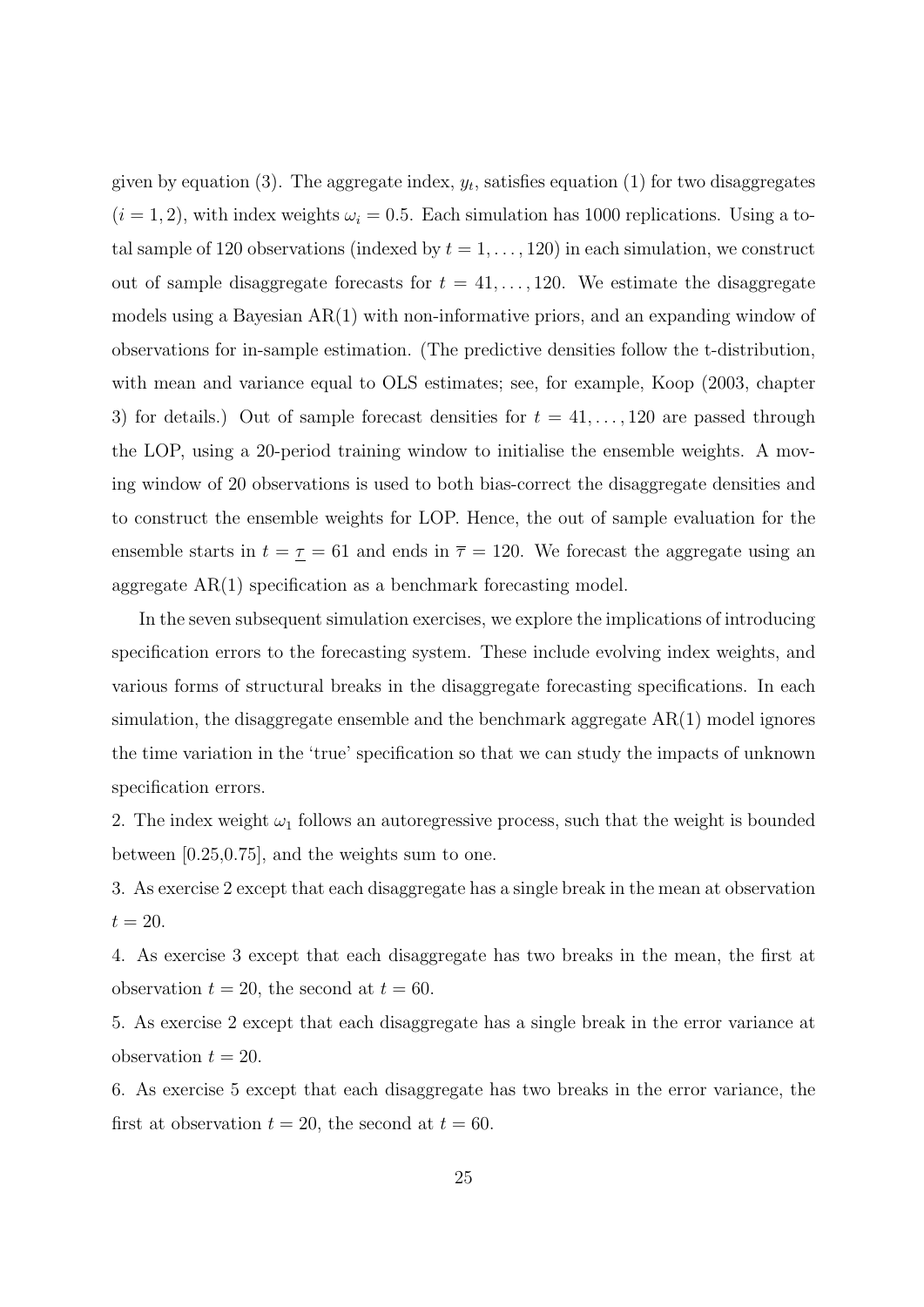given by equation (3). The aggregate index, $y_t$, satisfies equation (1) for two disaggregates $(i = 1, 2)$, with index weights $\omega_i = 0.5$. Each simulation has 1000 replications. Using a total sample of 120 observations (indexed by $t = 1, \ldots, 120$) in each simulation, we construct out of sample disaggregate forecasts for $t = 41, \ldots, 120$. We estimate the disaggregate models using a Bayesian AR(1) with non-informative priors, and an expanding window of observations for in-sample estimation. (The predictive densities follow the t-distribution, with mean and variance equal to OLS estimates; see, for example, Koop (2003, chapter 3) for details.) Out of sample forecast densities for $t = 41, \ldots, 120$ are passed through the LOP, using a 20-period training window to initialise the ensemble weights. A moving window of 20 observations is used to both bias-correct the disaggregate densities and to construct the ensemble weights for LOP. Hence, the out of sample evaluation for the ensemble starts in $t = \underline{\tau} = 61$ and ends in $\overline{\tau} = 120$. We forecast the aggregate using an aggregate AR(1) specification as a benchmark forecasting model.

In the seven subsequent simulation exercises, we explore the implications of introducing specification errors to the forecasting system. These include evolving index weights, and various forms of structural breaks in the disaggregate forecasting specifications. In each simulation, the disaggregate ensemble and the benchmark aggregate AR(1) model ignores the time variation in the 'true' specification so that we can study the impacts of unknown specification errors.

2. The index weight $\omega_1$ follows an autoregressive process, such that the weight is bounded between [0.25,0.75], and the weights sum to one.

3. As exercise 2 except that each disaggregate has a single break in the mean at observation $t = 20$.

4. As exercise 3 except that each disaggregate has two breaks in the mean, the first at observation $t = 20$, the second at $t = 60$.

5. As exercise 2 except that each disaggregate has a single break in the error variance at observation $t = 20$.

6. As exercise 5 except that each disaggregate has two breaks in the error variance, the first at observation $t = 20$, the second at $t = 60$.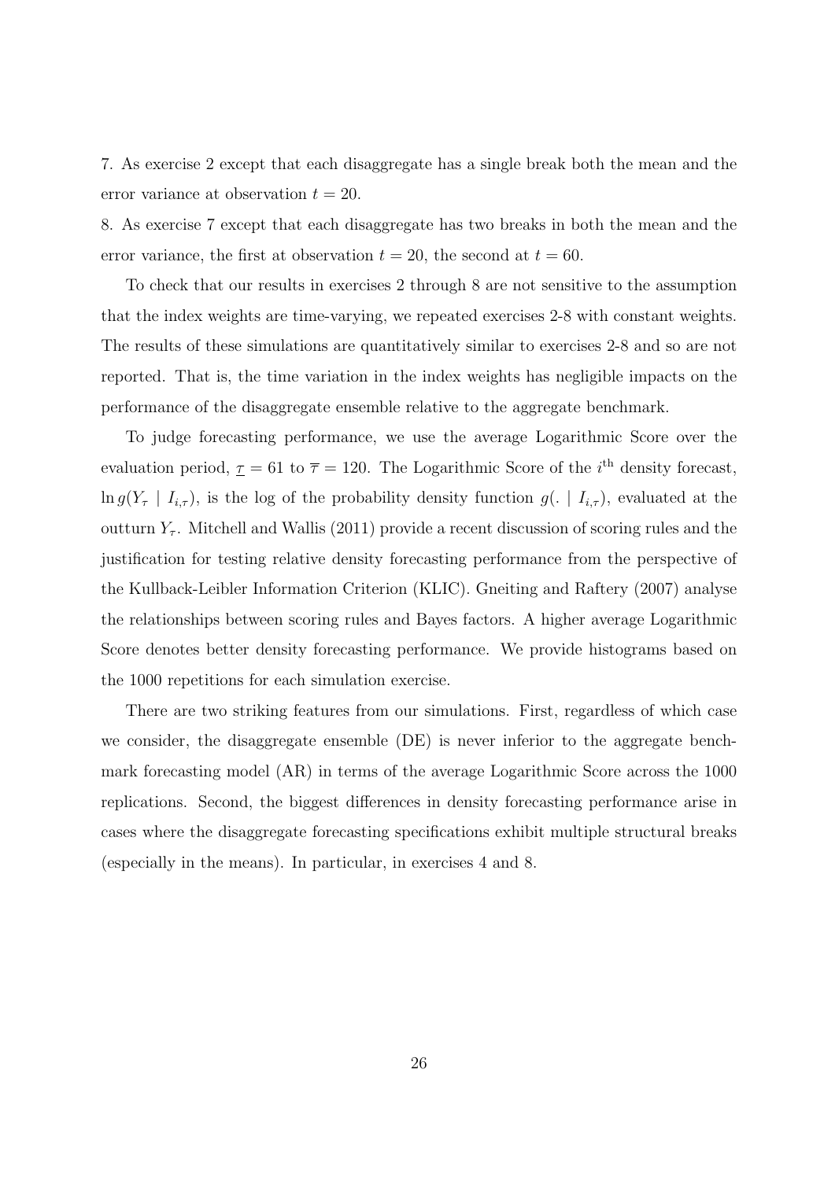7. As exercise 2 except that each disaggregate has a single break both the mean and the error variance at observation $t = 20$.

8. As exercise 7 except that each disaggregate has two breaks in both the mean and the error variance, the first at observation $t = 20$, the second at $t = 60$.

To check that our results in exercises 2 through 8 are not sensitive to the assumption that the index weights are time-varying, we repeated exercises 2-8 with constant weights. The results of these simulations are quantitatively similar to exercises 2-8 and so are not reported. That is, the time variation in the index weights has negligible impacts on the performance of the disaggregate ensemble relative to the aggregate benchmark.

To judge forecasting performance, we use the average Logarithmic Score over the evaluation period, $\underline{\tau} = 61$ to $\overline{\tau} = 120$. The Logarithmic Score of the $i^{\text{th}}$ density forecast, $\ln g(Y_\tau \mid I_{i,\tau})$, is the log of the probability density function $g(. \mid I_{i,\tau})$, evaluated at the outturn $Y_\tau$. Mitchell and Wallis (2011) provide a recent discussion of scoring rules and the justification for testing relative density forecasting performance from the perspective of the Kullback-Leibler Information Criterion (KLIC). Gneiting and Raftery (2007) analyse the relationships between scoring rules and Bayes factors. A higher average Logarithmic Score denotes better density forecasting performance. We provide histograms based on the 1000 repetitions for each simulation exercise.

There are two striking features from our simulations. First, regardless of which case we consider, the disaggregate ensemble (DE) is never inferior to the aggregate benchmark forecasting model (AR) in terms of the average Logarithmic Score across the 1000 replications. Second, the biggest differences in density forecasting performance arise in cases where the disaggregate forecasting specifications exhibit multiple structural breaks (especially in the means). In particular, in exercises 4 and 8.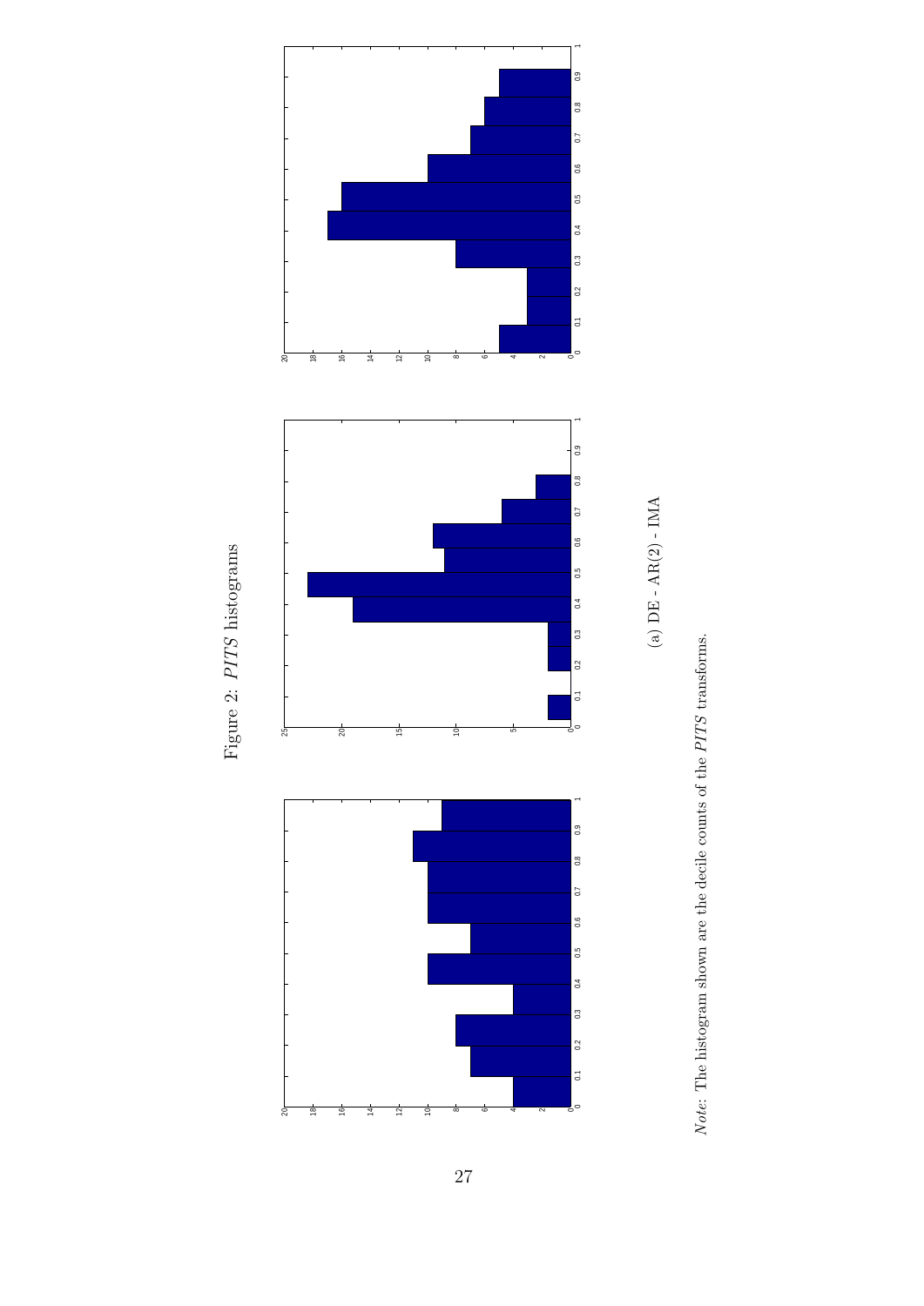Figure 2: *PITS* histograms

(a) DE - AR(2) - IMA

*Note*: The histogram shown are the decile counts of the *PITS* transforms.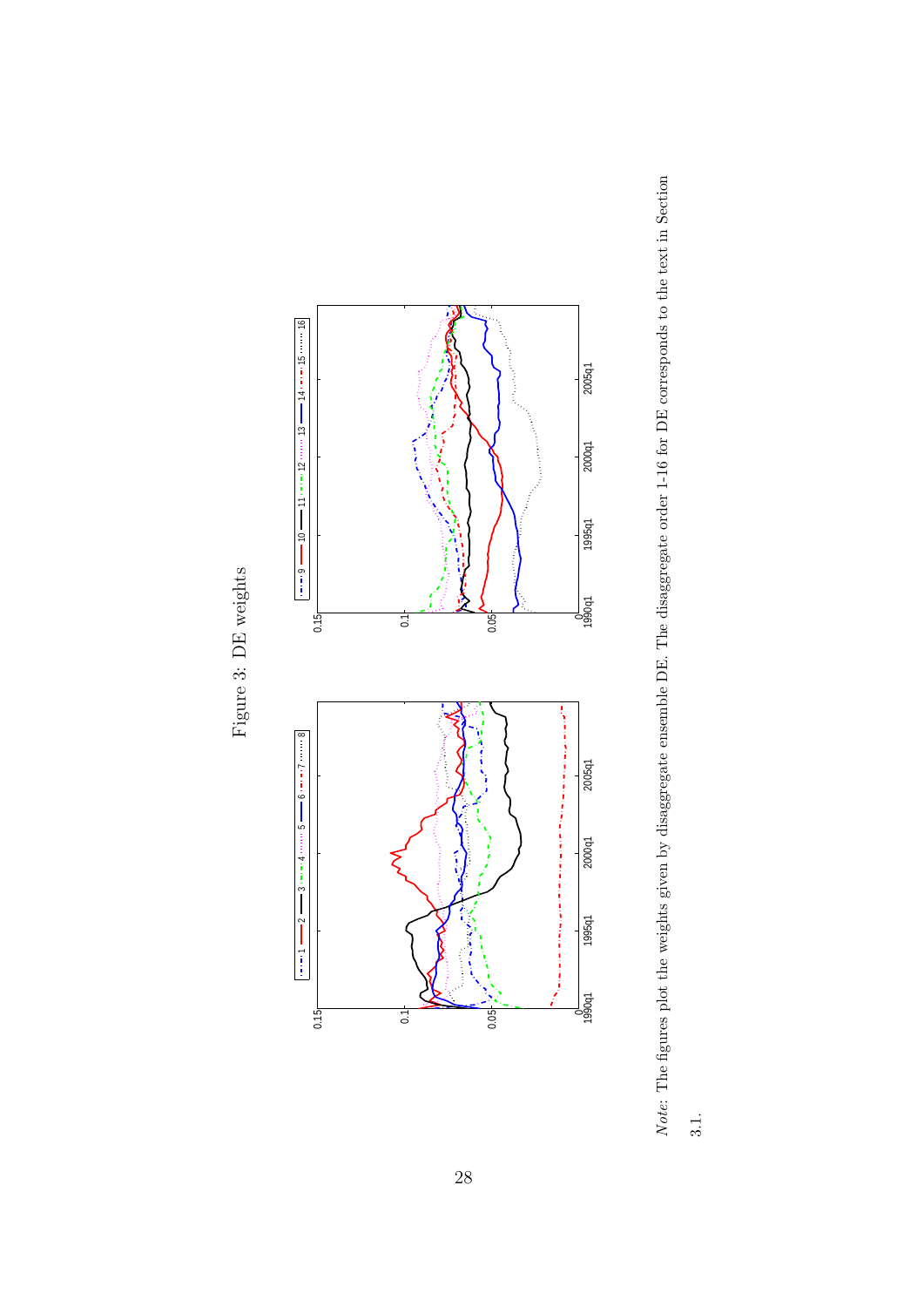Figure 3: DE weights

*Note*: The figures plot the weights given by disaggregate ensemble DE. The disaggregate order 1-16 for DE corresponds to the text in Section 3.1.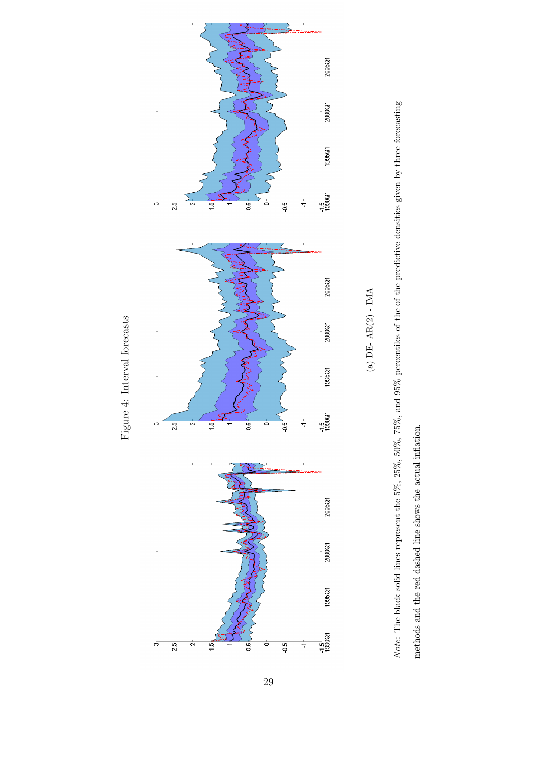Figure 4: Interval forecasts

(a) DE- AR(2) - IMA

*Note*: The black solid lines represent the 5%, 25%, 50%, 75%, and 95% percentiles of the of the predictive densities given by three forecasting methods and the red dashed line shows the actual inflation.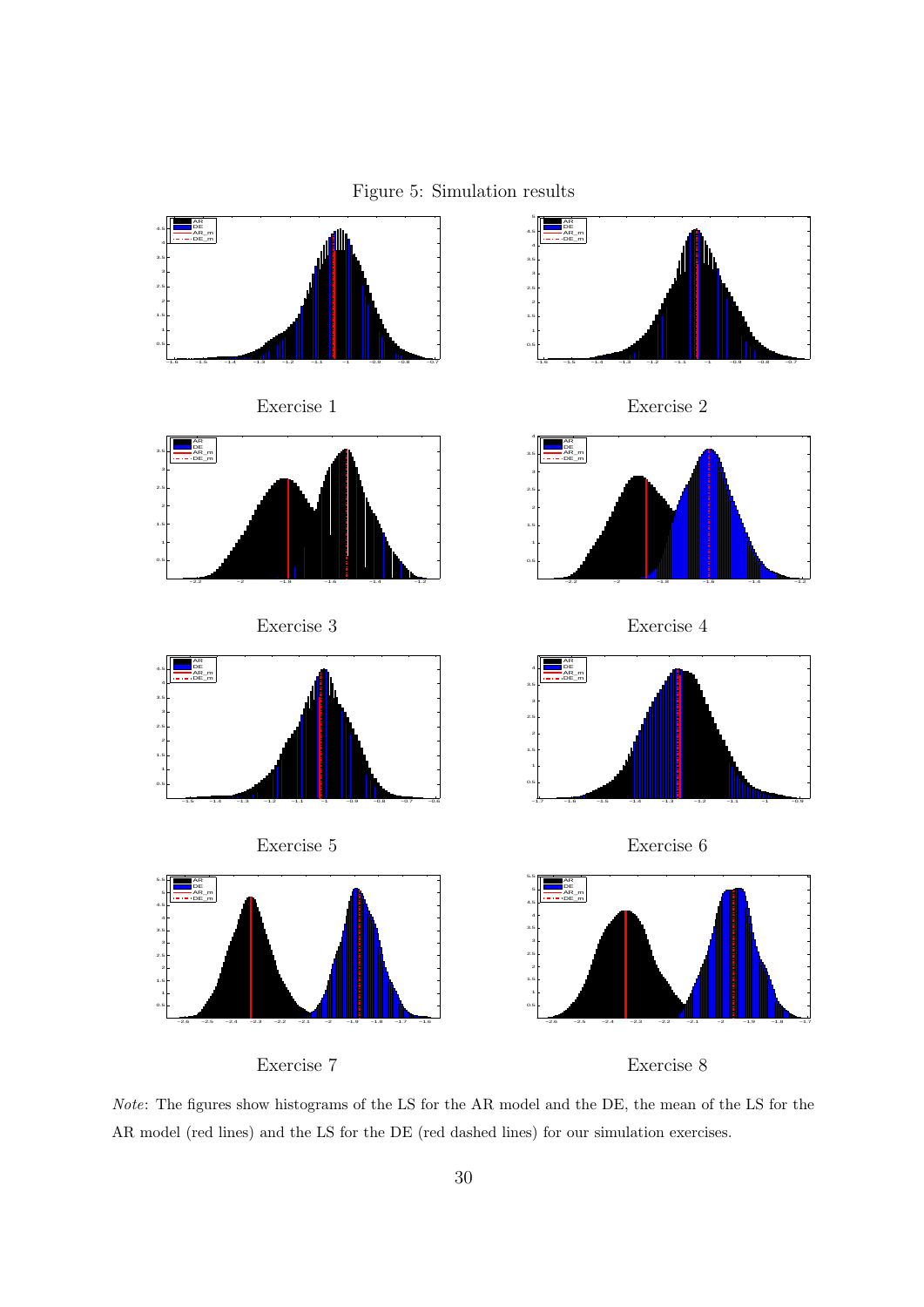Figure 5: Simulation results

AR
DE
AR_m
DE_m

Exercise 1

AR
DE
AR_m
DE_m

Exercise 2

AR
DE
AR_m
DE_m

Exercise 3

AR
DE
AR_m
DE_m

Exercise 4

AR
DE
AR_m
DE_m

Exercise 5

AR
DE
AR_m
DE_m

Exercise 6

AR
DE
AR_m
DE_m

Exercise 7

AR
DE
AR_m
DE_m

Exercise 8

*Note*: The figures show histograms of the LS for the AR model and the DE, the mean of the LS for the AR model (red lines) and the LS for the DE (red dashed lines) for our simulation exercises.